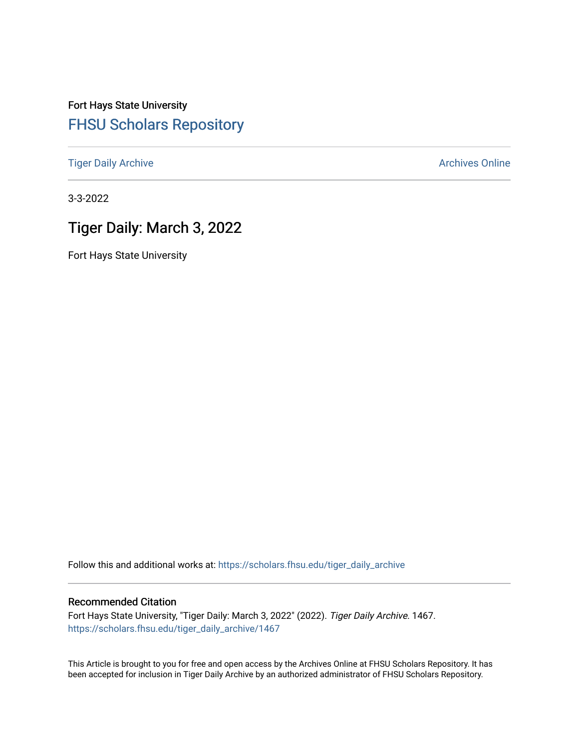Fort Hays State University

## FHSU Scholars Repository

Tiger Daily Archive

Archives Online

3-3-2022

# Tiger Daily: March 3, 2022

Fort Hays State University

Follow this and additional works at: https://scholars.fhsu.edu/tiger_daily_archive

### Recommended Citation

Fort Hays State University, "Tiger Daily: March 3, 2022" (2022). *Tiger Daily Archive*. 1467.
https://scholars.fhsu.edu/tiger_daily_archive/1467

This Article is brought to you for free and open access by the Archives Online at FHSU Scholars Repository. It has been accepted for inclusion in Tiger Daily Archive by an authorized administrator of FHSU Scholars Repository.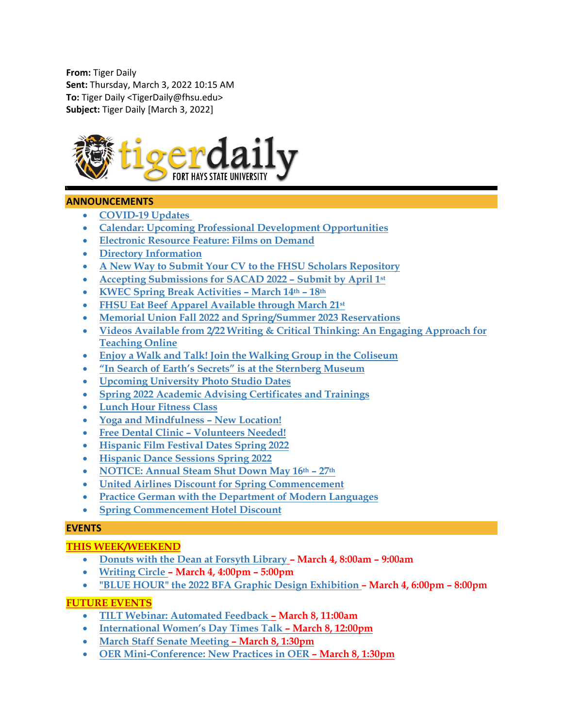**From:** Tiger Daily
**Sent:** Thursday, March 3, 2022 10:15 AM
**To:** Tiger Daily <TigerDaily@fhsu.edu>
**Subject:** Tiger Daily [March 3, 2022]

tigerdaily FORT HAYS STATE UNIVERSITY

## ANNOUNCEMENTS

- COVID-19 Updates
- Calendar: Upcoming Professional Development Opportunities
- Electronic Resource Feature: Films on Demand
- Directory Information
- A New Way to Submit Your CV to the FHSU Scholars Repository
- Accepting Submissions for SACAD 2022 – Submit by April 1st
- KWEC Spring Break Activities – March 14th – 18th
- FHSU Eat Beef Apparel Available through March 21st
- Memorial Union Fall 2022 and Spring/Summer 2023 Reservations
- Videos Available from 2/22 Writing & Critical Thinking: An Engaging Approach for Teaching Online
- Enjoy a Walk and Talk! Join the Walking Group in the Coliseum
- "In Search of Earth's Secrets" is at the Sternberg Museum
- Upcoming University Photo Studio Dates
- Spring 2022 Academic Advising Certificates and Trainings
- Lunch Hour Fitness Class
- Yoga and Mindfulness – New Location!
- Free Dental Clinic – Volunteers Needed!
- Hispanic Film Festival Dates Spring 2022
- Hispanic Dance Sessions Spring 2022
- NOTICE: Annual Steam Shut Down May 16th – 27th
- United Airlines Discount for Spring Commencement
- Practice German with the Department of Modern Languages
- Spring Commencement Hotel Discount

## EVENTS

### THIS WEEK/WEEKEND

- Donuts with the Dean at Forsyth Library – **March 4, 8:00am – 9:00am**
- Writing Circle – **March 4, 4:00pm – 5:00pm**
- "BLUE HOUR" the 2022 BFA Graphic Design Exhibition – **March 4, 6:00pm – 8:00pm**

### FUTURE EVENTS

- TILT Webinar: Automated Feedback – **March 8, 11:00am**
- International Women's Day Times Talk – **March 8, 12:00pm**
- March Staff Senate Meeting – **March 8, 1:30pm**
- OER Mini-Conference: New Practices in OER – **March 8, 1:30pm**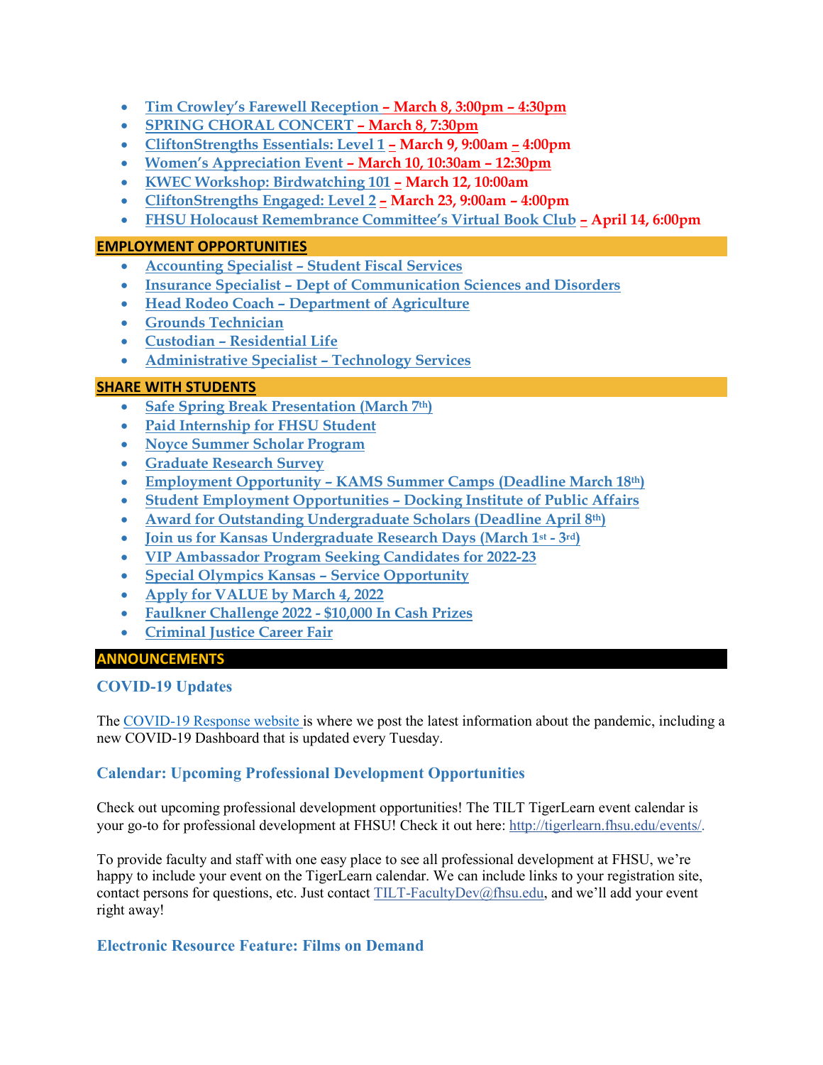- Tim Crowley's Farewell Reception – March 8, 3:00pm – 4:30pm
- SPRING CHORAL CONCERT – March 8, 7:30pm
- CliftonStrengths Essentials: Level 1 – March 9, 9:00am – 4:00pm
- Women's Appreciation Event – March 10, 10:30am – 12:30pm
- KWEC Workshop: Birdwatching 101 – March 12, 10:00am
- CliftonStrengths Engaged: Level 2 – March 23, 9:00am – 4:00pm
- FHSU Holocaust Remembrance Committee's Virtual Book Club – April 14, 6:00pm

## EMPLOYMENT OPPORTUNITIES

- Accounting Specialist – Student Fiscal Services
- Insurance Specialist – Dept of Communication Sciences and Disorders
- Head Rodeo Coach – Department of Agriculture
- Grounds Technician
- Custodian – Residential Life
- Administrative Specialist – Technology Services

## SHARE WITH STUDENTS

- Safe Spring Break Presentation (March 7th)
- Paid Internship for FHSU Student
- Noyce Summer Scholar Program
- Graduate Research Survey
- Employment Opportunity – KAMS Summer Camps (Deadline March 18th)
- Student Employment Opportunities – Docking Institute of Public Affairs
- Award for Outstanding Undergraduate Scholars (Deadline April 8th)
- Join us for Kansas Undergraduate Research Days (March 1st - 3rd)
- VIP Ambassador Program Seeking Candidates for 2022-23
- Special Olympics Kansas – Service Opportunity
- Apply for VALUE by March 4, 2022
- Faulkner Challenge 2022 - $10,000 In Cash Prizes
- Criminal Justice Career Fair

## ANNOUNCEMENTS

### COVID-19 Updates

The COVID-19 Response website is where we post the latest information about the pandemic, including a new COVID-19 Dashboard that is updated every Tuesday.

### Calendar: Upcoming Professional Development Opportunities

Check out upcoming professional development opportunities! The TILT TigerLearn event calendar is your go-to for professional development at FHSU! Check it out here: http://tigerlearn.fhsu.edu/events/.

To provide faculty and staff with one easy place to see all professional development at FHSU, we're happy to include your event on the TigerLearn calendar. We can include links to your registration site, contact persons for questions, etc. Just contact TILT-FacultyDev@fhsu.edu, and we'll add your event right away!

### Electronic Resource Feature: Films on Demand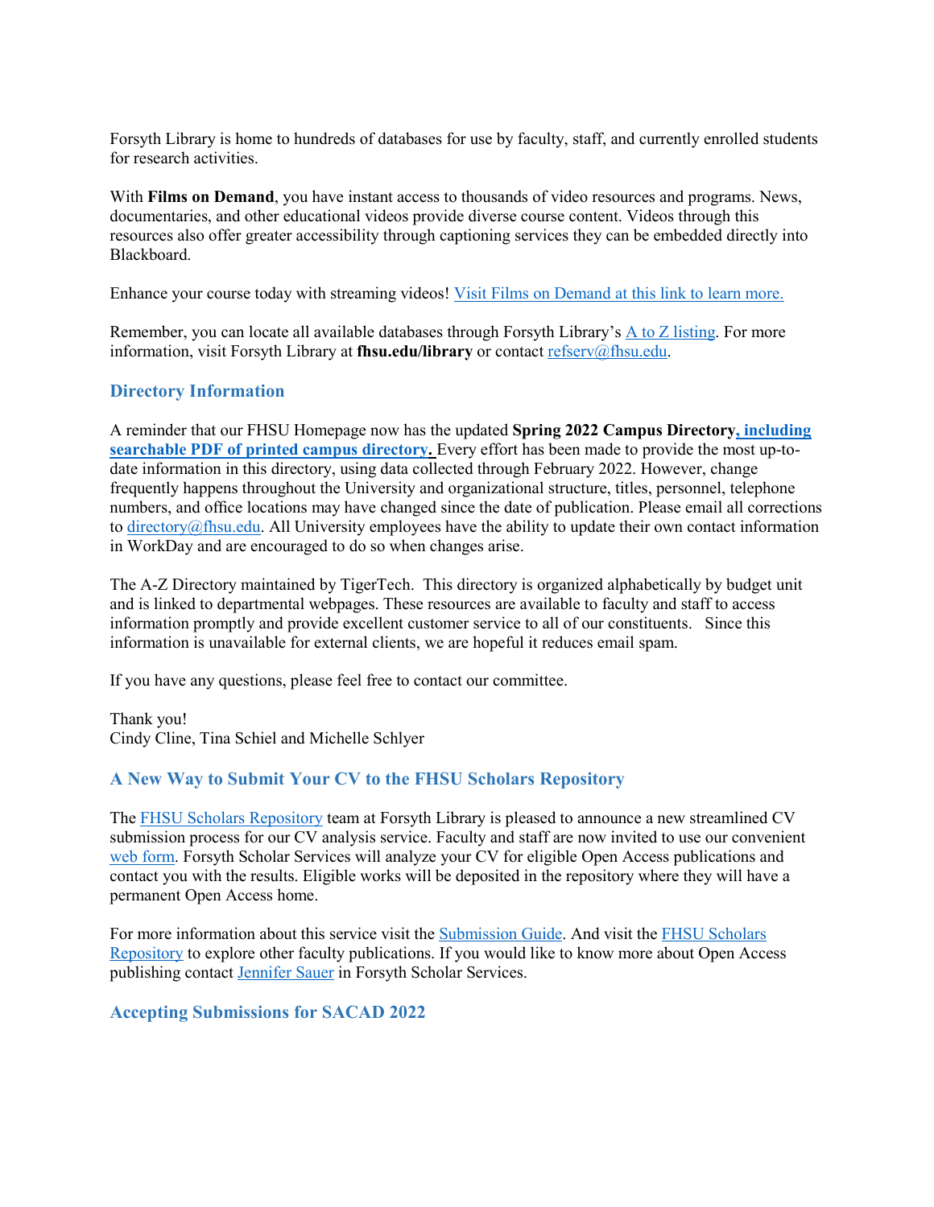Forsyth Library is home to hundreds of databases for use by faculty, staff, and currently enrolled students for research activities.

With **Films on Demand**, you have instant access to thousands of video resources and programs. News, documentaries, and other educational videos provide diverse course content. Videos through this resources also offer greater accessibility through captioning services they can be embedded directly into Blackboard.

Enhance your course today with streaming videos! Visit Films on Demand at this link to learn more.

Remember, you can locate all available databases through Forsyth Library's A to Z listing. For more information, visit Forsyth Library at **fhsu.edu/library** or contact refserv@fhsu.edu.

## Directory Information

A reminder that our FHSU Homepage now has the updated **Spring 2022 Campus Directory, including searchable PDF of printed campus directory.** Every effort has been made to provide the most up-to-date information in this directory, using data collected through February 2022. However, change frequently happens throughout the University and organizational structure, titles, personnel, telephone numbers, and office locations may have changed since the date of publication. Please email all corrections to directory@fhsu.edu. All University employees have the ability to update their own contact information in WorkDay and are encouraged to do so when changes arise.

The A-Z Directory maintained by TigerTech. This directory is organized alphabetically by budget unit and is linked to departmental webpages. These resources are available to faculty and staff to access information promptly and provide excellent customer service to all of our constituents. Since this information is unavailable for external clients, we are hopeful it reduces email spam.

If you have any questions, please feel free to contact our committee.

Thank you!
Cindy Cline, Tina Schiel and Michelle Schlyer

## A New Way to Submit Your CV to the FHSU Scholars Repository

The FHSU Scholars Repository team at Forsyth Library is pleased to announce a new streamlined CV submission process for our CV analysis service. Faculty and staff are now invited to use our convenient web form. Forsyth Scholar Services will analyze your CV for eligible Open Access publications and contact you with the results. Eligible works will be deposited in the repository where they will have a permanent Open Access home.

For more information about this service visit the Submission Guide. And visit the FHSU Scholars Repository to explore other faculty publications. If you would like to know more about Open Access publishing contact Jennifer Sauer in Forsyth Scholar Services.

## Accepting Submissions for SACAD 2022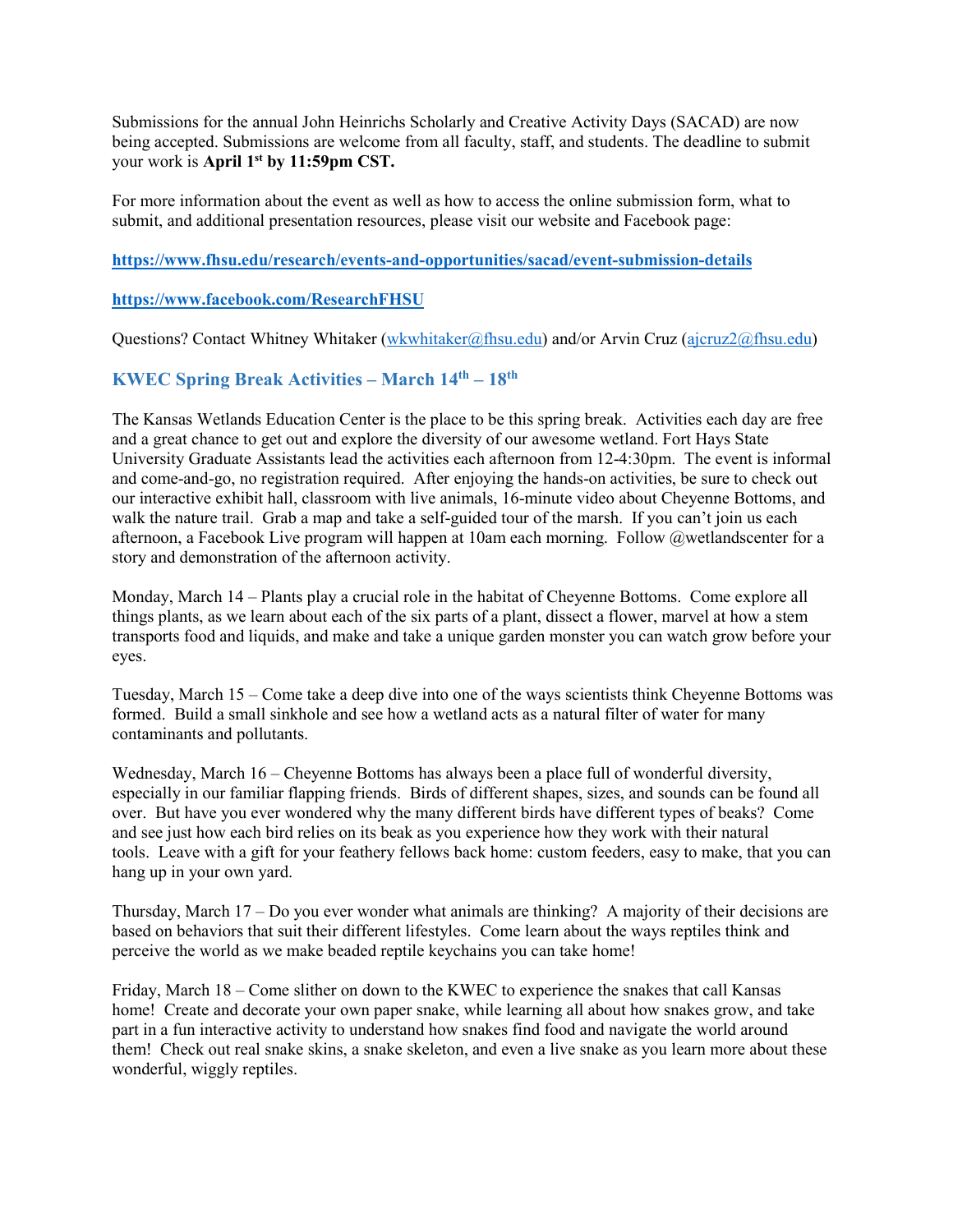Submissions for the annual John Heinrichs Scholarly and Creative Activity Days (SACAD) are now being accepted. Submissions are welcome from all faculty, staff, and students. The deadline to submit your work is **April 1st by 11:59pm CST.**

For more information about the event as well as how to access the online submission form, what to submit, and additional presentation resources, please visit our website and Facebook page:

**https://www.fhsu.edu/research/events-and-opportunities/sacad/event-submission-details**

**https://www.facebook.com/ResearchFHSU**

Questions? Contact Whitney Whitaker (wkwhitaker@fhsu.edu) and/or Arvin Cruz (ajcruz2@fhsu.edu)

## KWEC Spring Break Activities – March 14th – 18th

The Kansas Wetlands Education Center is the place to be this spring break. Activities each day are free and a great chance to get out and explore the diversity of our awesome wetland. Fort Hays State University Graduate Assistants lead the activities each afternoon from 12-4:30pm. The event is informal and come-and-go, no registration required. After enjoying the hands-on activities, be sure to check out our interactive exhibit hall, classroom with live animals, 16-minute video about Cheyenne Bottoms, and walk the nature trail. Grab a map and take a self-guided tour of the marsh. If you can't join us each afternoon, a Facebook Live program will happen at 10am each morning. Follow @wetlandscenter for a story and demonstration of the afternoon activity.

Monday, March 14 – Plants play a crucial role in the habitat of Cheyenne Bottoms. Come explore all things plants, as we learn about each of the six parts of a plant, dissect a flower, marvel at how a stem transports food and liquids, and make and take a unique garden monster you can watch grow before your eyes.

Tuesday, March 15 – Come take a deep dive into one of the ways scientists think Cheyenne Bottoms was formed. Build a small sinkhole and see how a wetland acts as a natural filter of water for many contaminants and pollutants.

Wednesday, March 16 – Cheyenne Bottoms has always been a place full of wonderful diversity, especially in our familiar flapping friends. Birds of different shapes, sizes, and sounds can be found all over. But have you ever wondered why the many different birds have different types of beaks? Come and see just how each bird relies on its beak as you experience how they work with their natural tools. Leave with a gift for your feathery fellows back home: custom feeders, easy to make, that you can hang up in your own yard.

Thursday, March 17 – Do you ever wonder what animals are thinking? A majority of their decisions are based on behaviors that suit their different lifestyles. Come learn about the ways reptiles think and perceive the world as we make beaded reptile keychains you can take home!

Friday, March 18 – Come slither on down to the KWEC to experience the snakes that call Kansas home! Create and decorate your own paper snake, while learning all about how snakes grow, and take part in a fun interactive activity to understand how snakes find food and navigate the world around them! Check out real snake skins, a snake skeleton, and even a live snake as you learn more about these wonderful, wiggly reptiles.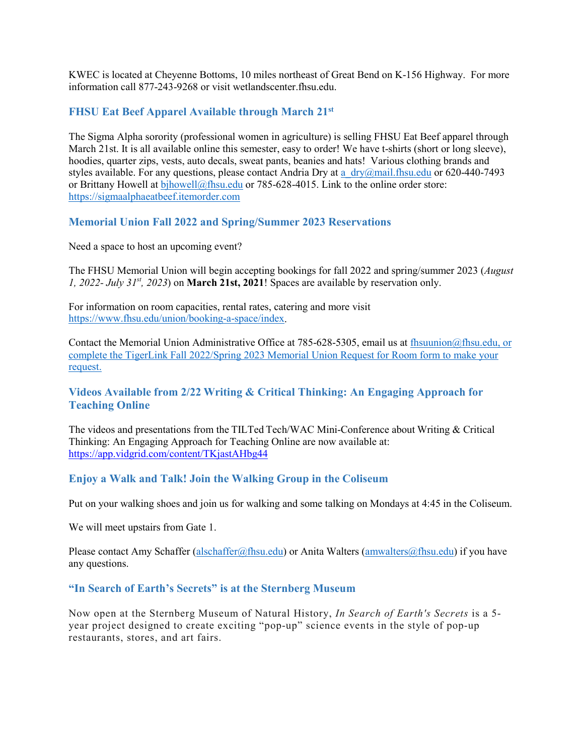KWEC is located at Cheyenne Bottoms, 10 miles northeast of Great Bend on K-156 Highway. For more information call 877-243-9268 or visit wetlandscenter.fhsu.edu.

### FHSU Eat Beef Apparel Available through March 21st

The Sigma Alpha sorority (professional women in agriculture) is selling FHSU Eat Beef apparel through March 21st. It is all available online this semester, easy to order! We have t-shirts (short or long sleeve), hoodies, quarter zips, vests, auto decals, sweat pants, beanies and hats! Various clothing brands and styles available. For any questions, please contact Andria Dry at a_dry@mail.fhsu.edu or 620-440-7493 or Brittany Howell at bjhowell@fhsu.edu or 785-628-4015. Link to the online order store: https://sigmaalphaeatbeef.itemorder.com

### Memorial Union Fall 2022 and Spring/Summer 2023 Reservations

Need a space to host an upcoming event?

The FHSU Memorial Union will begin accepting bookings for fall 2022 and spring/summer 2023 (*August 1, 2022- July 31st, 2023*) on **March 21st, 2021**! Spaces are available by reservation only.

For information on room capacities, rental rates, catering and more visit https://www.fhsu.edu/union/booking-a-space/index.

Contact the Memorial Union Administrative Office at 785-628-5305, email us at fhsuunion@fhsu.edu, or complete the TigerLink Fall 2022/Spring 2023 Memorial Union Request for Room form to make your request.

### Videos Available from 2/22 Writing & Critical Thinking: An Engaging Approach for Teaching Online

The videos and presentations from the TILTed Tech/WAC Mini-Conference about Writing & Critical Thinking: An Engaging Approach for Teaching Online are now available at: https://app.vidgrid.com/content/TKjastAHbg44

### Enjoy a Walk and Talk! Join the Walking Group in the Coliseum

Put on your walking shoes and join us for walking and some talking on Mondays at 4:45 in the Coliseum.

We will meet upstairs from Gate 1.

Please contact Amy Schaffer (alschaffer@fhsu.edu) or Anita Walters (amwalters@fhsu.edu) if you have any questions.

### "In Search of Earth's Secrets" is at the Sternberg Museum

Now open at the Sternberg Museum of Natural History, *In Search of Earth's Secrets* is a 5-year project designed to create exciting "pop-up" science events in the style of pop-up restaurants, stores, and art fairs.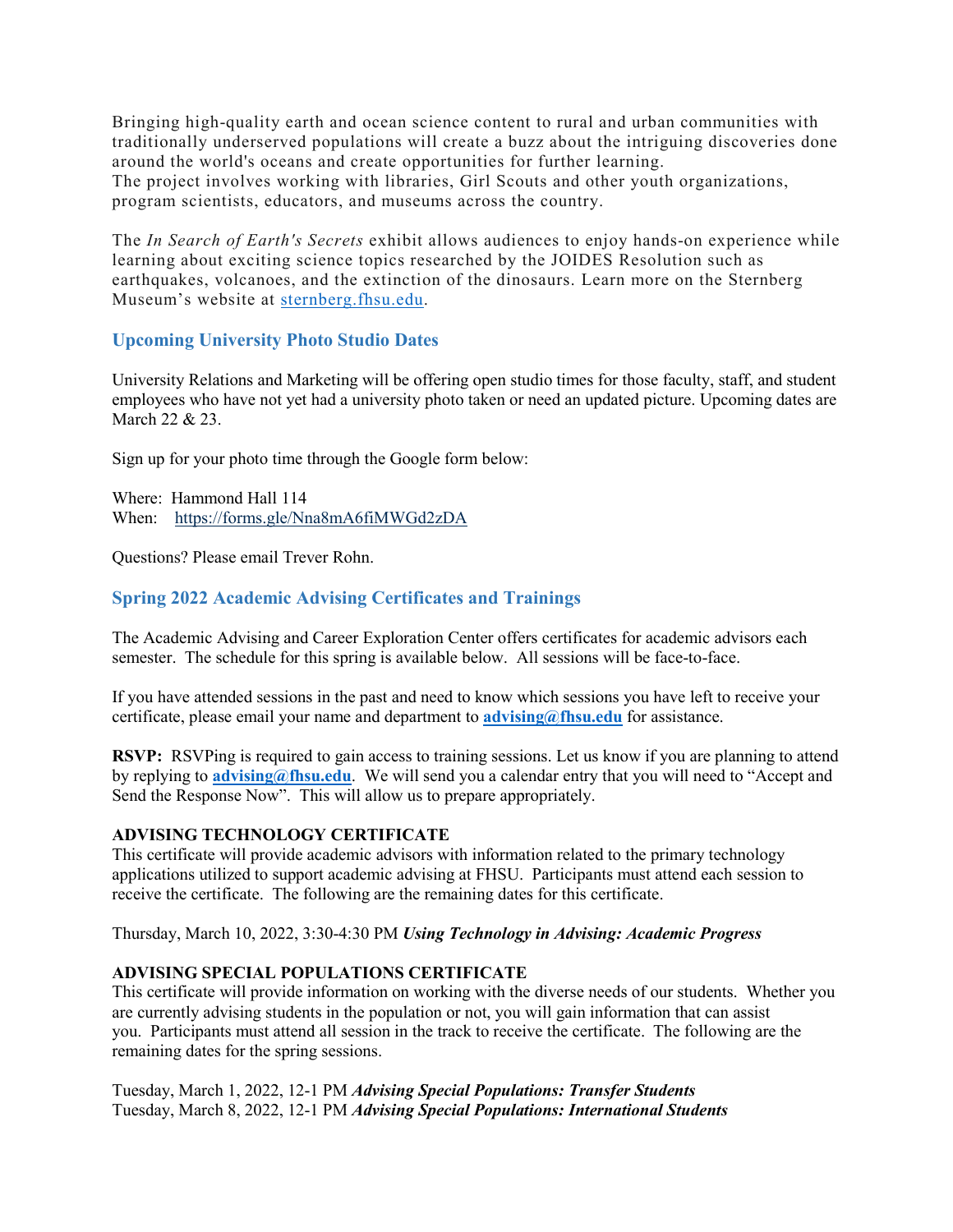Bringing high-quality earth and ocean science content to rural and urban communities with traditionally underserved populations will create a buzz about the intriguing discoveries done around the world's oceans and create opportunities for further learning.
The project involves working with libraries, Girl Scouts and other youth organizations, program scientists, educators, and museums across the country.

The *In Search of Earth's Secrets* exhibit allows audiences to enjoy hands-on experience while learning about exciting science topics researched by the JOIDES Resolution such as earthquakes, volcanoes, and the extinction of the dinosaurs. Learn more on the Sternberg Museum's website at [sternberg.fhsu.edu](sternberg.fhsu.edu).

## Upcoming University Photo Studio Dates

University Relations and Marketing will be offering open studio times for those faculty, staff, and student employees who have not yet had a university photo taken or need an updated picture. Upcoming dates are March 22 & 23.

Sign up for your photo time through the Google form below:

Where: Hammond Hall 114
When: [https://forms.gle/Nna8mA6fiMWGd2zDA](https://forms.gle/Nna8mA6fiMWGd2zDA)

Questions? Please email Trever Rohn.

## Spring 2022 Academic Advising Certificates and Trainings

The Academic Advising and Career Exploration Center offers certificates for academic advisors each semester. The schedule for this spring is available below. All sessions will be face-to-face.

If you have attended sessions in the past and need to know which sessions you have left to receive your certificate, please email your name and department to **advising@fhsu.edu** for assistance.

**RSVP:** RSVPing is required to gain access to training sessions. Let us know if you are planning to attend by replying to **advising@fhsu.edu**. We will send you a calendar entry that you will need to "Accept and Send the Response Now". This will allow us to prepare appropriately.

**ADVISING TECHNOLOGY CERTIFICATE**
This certificate will provide academic advisors with information related to the primary technology applications utilized to support academic advising at FHSU. Participants must attend each session to receive the certificate. The following are the remaining dates for this certificate.

Thursday, March 10, 2022, 3:30-4:30 PM ***Using Technology in Advising: Academic Progress***

**ADVISING SPECIAL POPULATIONS CERTIFICATE**
This certificate will provide information on working with the diverse needs of our students. Whether you are currently advising students in the population or not, you will gain information that can assist you. Participants must attend all session in the track to receive the certificate. The following are the remaining dates for the spring sessions.

Tuesday, March 1, 2022, 12-1 PM ***Advising Special Populations: Transfer Students***
Tuesday, March 8, 2022, 12-1 PM ***Advising Special Populations: International Students***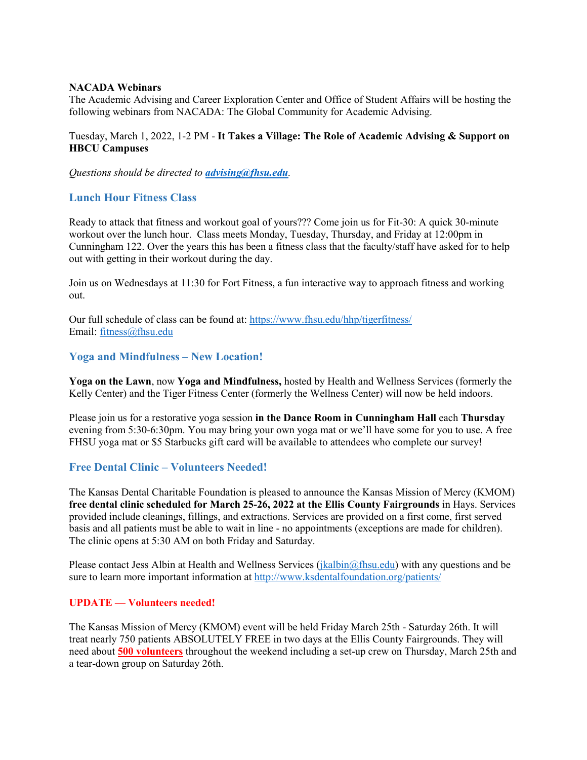**NACADA Webinars**
The Academic Advising and Career Exploration Center and Office of Student Affairs will be hosting the following webinars from NACADA: The Global Community for Academic Advising.

Tuesday, March 1, 2022, 1-2 PM - **It Takes a Village: The Role of Academic Advising & Support on HBCU Campuses**

*Questions should be directed to **advising@fhsu.edu**.*

## Lunch Hour Fitness Class

Ready to attack that fitness and workout goal of yours??? Come join us for Fit-30: A quick 30-minute workout over the lunch hour. Class meets Monday, Tuesday, Thursday, and Friday at 12:00pm in Cunningham 122. Over the years this has been a fitness class that the faculty/staff have asked for to help out with getting in their workout during the day.

Join us on Wednesdays at 11:30 for Fort Fitness, a fun interactive way to approach fitness and working out.

Our full schedule of class can be found at: https://www.fhsu.edu/hhp/tigerfitness/
Email: fitness@fhsu.edu

## Yoga and Mindfulness – New Location!

**Yoga on the Lawn**, now **Yoga and Mindfulness,** hosted by Health and Wellness Services (formerly the Kelly Center) and the Tiger Fitness Center (formerly the Wellness Center) will now be held indoors.

Please join us for a restorative yoga session **in the Dance Room in Cunningham Hall** each **Thursday** evening from 5:30-6:30pm. You may bring your own yoga mat or we'll have some for you to use. A free FHSU yoga mat or $5 Starbucks gift card will be available to attendees who complete our survey!

## Free Dental Clinic – Volunteers Needed!

The Kansas Dental Charitable Foundation is pleased to announce the Kansas Mission of Mercy (KMOM) **free dental clinic scheduled for March 25-26, 2022 at the Ellis County Fairgrounds** in Hays. Services provided include cleanings, fillings, and extractions. Services are provided on a first come, first served basis and all patients must be able to wait in line - no appointments (exceptions are made for children). The clinic opens at 5:30 AM on both Friday and Saturday.

Please contact Jess Albin at Health and Wellness Services (jkalbin@fhsu.edu) with any questions and be sure to learn more important information at http://www.ksdentalfoundation.org/patients/

**UPDATE — Volunteers needed!**

The Kansas Mission of Mercy (KMOM) event will be held Friday March 25th - Saturday 26th. It will treat nearly 750 patients ABSOLUTELY FREE in two days at the Ellis County Fairgrounds. They will need about **500 volunteers** throughout the weekend including a set-up crew on Thursday, March 25th and a tear-down group on Saturday 26th.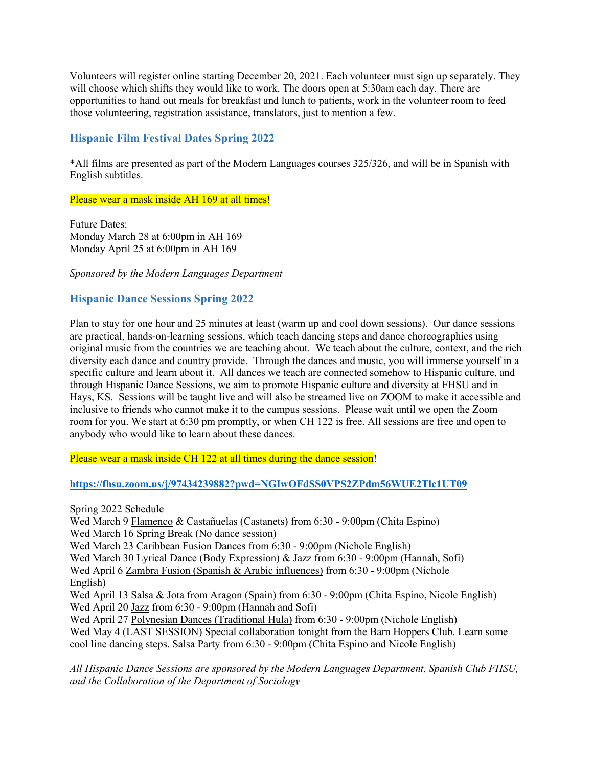Volunteers will register online starting December 20, 2021. Each volunteer must sign up separately. They will choose which shifts they would like to work. The doors open at 5:30am each day. There are opportunities to hand out meals for breakfast and lunch to patients, work in the volunteer room to feed those volunteering, registration assistance, translators, just to mention a few.

## Hispanic Film Festival Dates Spring 2022

*All films are presented as part of the Modern Languages courses 325/326, and will be in Spanish with English subtitles.

Please wear a mask inside AH 169 at all times!

Future Dates:
Monday March 28 at 6:00pm in AH 169
Monday April 25 at 6:00pm in AH 169

*Sponsored by the Modern Languages Department*

## Hispanic Dance Sessions Spring 2022

Plan to stay for one hour and 25 minutes at least (warm up and cool down sessions). Our dance sessions are practical, hands-on-learning sessions, which teach dancing steps and dance choreographies using original music from the countries we are teaching about. We teach about the culture, context, and the rich diversity each dance and country provide. Through the dances and music, you will immerse yourself in a specific culture and learn about it. All dances we teach are connected somehow to Hispanic culture, and through Hispanic Dance Sessions, we aim to promote Hispanic culture and diversity at FHSU and in Hays, KS. Sessions will be taught live and will also be streamed live on ZOOM to make it accessible and inclusive to friends who cannot make it to the campus sessions. Please wait until we open the Zoom room for you. We start at 6:30 pm promptly, or when CH 122 is free. All sessions are free and open to anybody who would like to learn about these dances.

Please wear a mask inside CH 122 at all times during the dance session!

**https://fhsu.zoom.us/j/97434239882?pwd=NGIwOFdSS0VPS2ZPdm56WUE2Tlc1UT09**

Spring 2022 Schedule
Wed March 9 Flamenco & Castañuelas (Castanets) from 6:30 - 9:00pm (Chita Espino)
Wed March 16 Spring Break (No dance session)
Wed March 23 Caribbean Fusion Dances from 6:30 - 9:00pm (Nichole English)
Wed March 30 Lyrical Dance (Body Expression) & Jazz from 6:30 - 9:00pm (Hannah, Sofi)
Wed April 6 Zambra Fusion (Spanish & Arabic influences) from 6:30 - 9:00pm (Nichole English)
Wed April 13 Salsa & Jota from Aragon (Spain) from 6:30 - 9:00pm (Chita Espino, Nicole English)
Wed April 20 Jazz from 6:30 - 9:00pm (Hannah and Sofi)
Wed April 27 Polynesian Dances (Traditional Hula) from 6:30 - 9:00pm (Nichole English)
Wed May 4 (LAST SESSION) Special collaboration tonight from the Barn Hoppers Club. Learn some cool line dancing steps. Salsa Party from 6:30 - 9:00pm (Chita Espino and Nicole English)

*All Hispanic Dance Sessions are sponsored by the Modern Languages Department, Spanish Club FHSU, and the Collaboration of the Department of Sociology*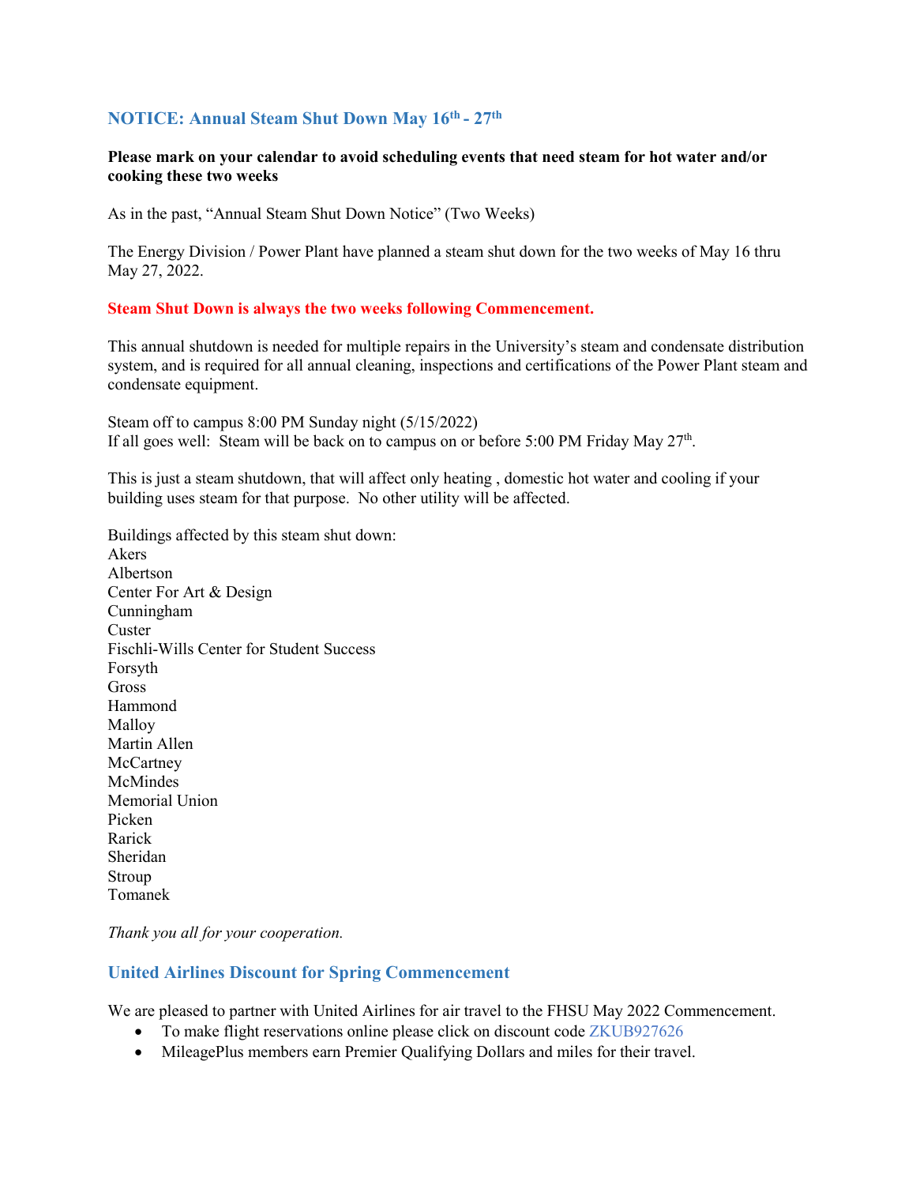## NOTICE: Annual Steam Shut Down May 16th - 27th

**Please mark on your calendar to avoid scheduling events that need steam for hot water and/or cooking these two weeks**

As in the past, "Annual Steam Shut Down Notice" (Two Weeks)

The Energy Division / Power Plant have planned a steam shut down for the two weeks of May 16 thru May 27, 2022.

**Steam Shut Down is always the two weeks following Commencement.**

This annual shutdown is needed for multiple repairs in the University's steam and condensate distribution system, and is required for all annual cleaning, inspections and certifications of the Power Plant steam and condensate equipment.

Steam off to campus 8:00 PM Sunday night (5/15/2022)
If all goes well: Steam will be back on to campus on or before 5:00 PM Friday May 27th.

This is just a steam shutdown, that will affect only heating , domestic hot water and cooling if your building uses steam for that purpose. No other utility will be affected.

Buildings affected by this steam shut down:
Akers
Albertson
Center For Art & Design
Cunningham
Custer
Fischli-Wills Center for Student Success
Forsyth
Gross
Hammond
Malloy
Martin Allen
McCartney
McMindes
Memorial Union
Picken
Rarick
Sheridan
Stroup
Tomanek

*Thank you all for your cooperation.*

## United Airlines Discount for Spring Commencement

We are pleased to partner with United Airlines for air travel to the FHSU May 2022 Commencement.

- To make flight reservations online please click on discount code ZKUB927626
- MileagePlus members earn Premier Qualifying Dollars and miles for their travel.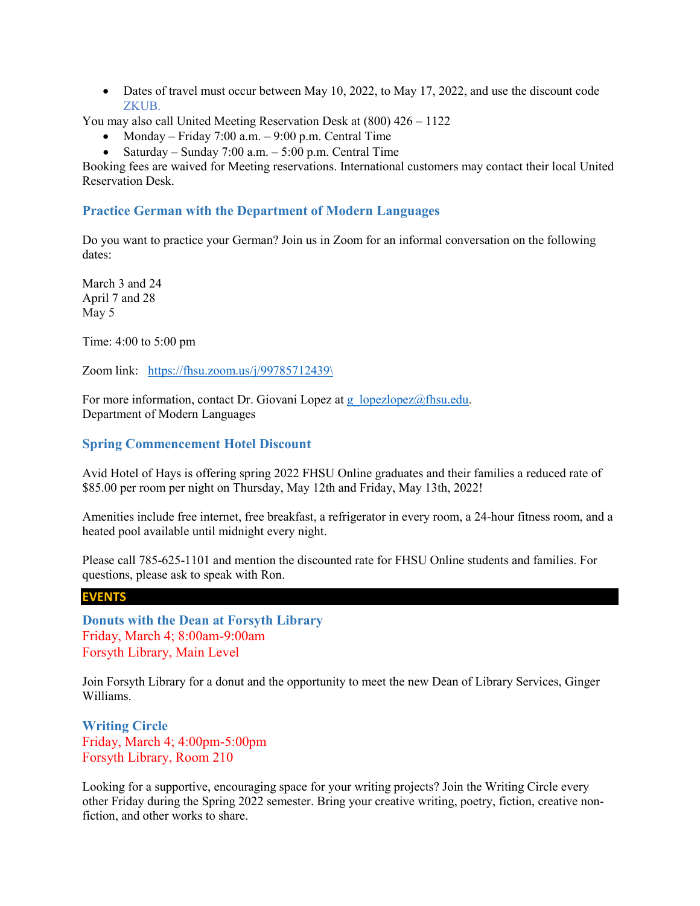- Dates of travel must occur between May 10, 2022, to May 17, 2022, and use the discount code ZKUB.

You may also call United Meeting Reservation Desk at (800) 426 – 1122

- Monday – Friday 7:00 a.m. – 9:00 p.m. Central Time
- Saturday – Sunday 7:00 a.m. – 5:00 p.m. Central Time

Booking fees are waived for Meeting reservations. International customers may contact their local United Reservation Desk.

### Practice German with the Department of Modern Languages

Do you want to practice your German? Join us in Zoom for an informal conversation on the following dates:

March 3 and 24
April 7 and 28
May 5

Time: 4:00 to 5:00 pm

Zoom link: https://fhsu.zoom.us/j/99785712439\

For more information, contact Dr. Giovani Lopez at g_lopezlopez@fhsu.edu.
Department of Modern Languages

### Spring Commencement Hotel Discount

Avid Hotel of Hays is offering spring 2022 FHSU Online graduates and their families a reduced rate of $85.00 per room per night on Thursday, May 12th and Friday, May 13th, 2022!

Amenities include free internet, free breakfast, a refrigerator in every room, a 24-hour fitness room, and a heated pool available until midnight every night.

Please call 785-625-1101 and mention the discounted rate for FHSU Online students and families. For questions, please ask to speak with Ron.

## EVENTS

### Donuts with the Dean at Forsyth Library

Friday, March 4; 8:00am-9:00am
Forsyth Library, Main Level

Join Forsyth Library for a donut and the opportunity to meet the new Dean of Library Services, Ginger Williams.

### Writing Circle

Friday, March 4; 4:00pm-5:00pm
Forsyth Library, Room 210

Looking for a supportive, encouraging space for your writing projects? Join the Writing Circle every other Friday during the Spring 2022 semester. Bring your creative writing, poetry, fiction, creative non-fiction, and other works to share.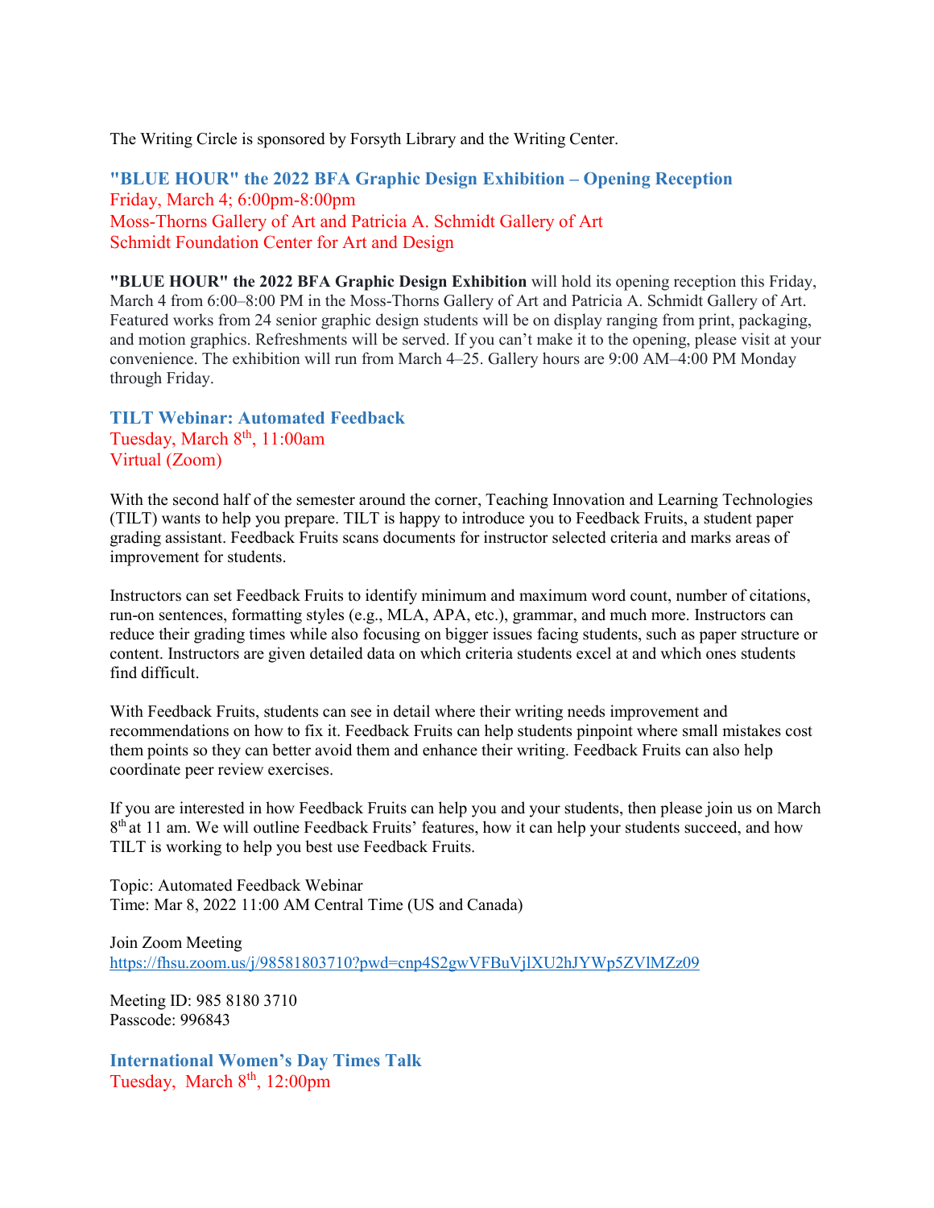The Writing Circle is sponsored by Forsyth Library and the Writing Center.

### "BLUE HOUR" the 2022 BFA Graphic Design Exhibition – Opening Reception

Friday, March 4; 6:00pm-8:00pm
Moss-Thorns Gallery of Art and Patricia A. Schmidt Gallery of Art
Schmidt Foundation Center for Art and Design

**"BLUE HOUR" the 2022 BFA Graphic Design Exhibition** will hold its opening reception this Friday, March 4 from 6:00–8:00 PM in the Moss-Thorns Gallery of Art and Patricia A. Schmidt Gallery of Art. Featured works from 24 senior graphic design students will be on display ranging from print, packaging, and motion graphics. Refreshments will be served. If you can't make it to the opening, please visit at your convenience. The exhibition will run from March 4–25. Gallery hours are 9:00 AM–4:00 PM Monday through Friday.

### TILT Webinar: Automated Feedback

Tuesday, March 8th, 11:00am
Virtual (Zoom)

With the second half of the semester around the corner, Teaching Innovation and Learning Technologies (TILT) wants to help you prepare. TILT is happy to introduce you to Feedback Fruits, a student paper grading assistant. Feedback Fruits scans documents for instructor selected criteria and marks areas of improvement for students.

Instructors can set Feedback Fruits to identify minimum and maximum word count, number of citations, run-on sentences, formatting styles (e.g., MLA, APA, etc.), grammar, and much more. Instructors can reduce their grading times while also focusing on bigger issues facing students, such as paper structure or content. Instructors are given detailed data on which criteria students excel at and which ones students find difficult.

With Feedback Fruits, students can see in detail where their writing needs improvement and recommendations on how to fix it. Feedback Fruits can help students pinpoint where small mistakes cost them points so they can better avoid them and enhance their writing. Feedback Fruits can also help coordinate peer review exercises.

If you are interested in how Feedback Fruits can help you and your students, then please join us on March 8th at 11 am. We will outline Feedback Fruits' features, how it can help your students succeed, and how TILT is working to help you best use Feedback Fruits.

Topic: Automated Feedback Webinar
Time: Mar 8, 2022 11:00 AM Central Time (US and Canada)

Join Zoom Meeting
https://fhsu.zoom.us/j/98581803710?pwd=cnp4S2gwVFBuVjlXU2hJYWp5ZVlMZz09

Meeting ID: 985 8180 3710
Passcode: 996843

### International Women's Day Times Talk

Tuesday, March 8th, 12:00pm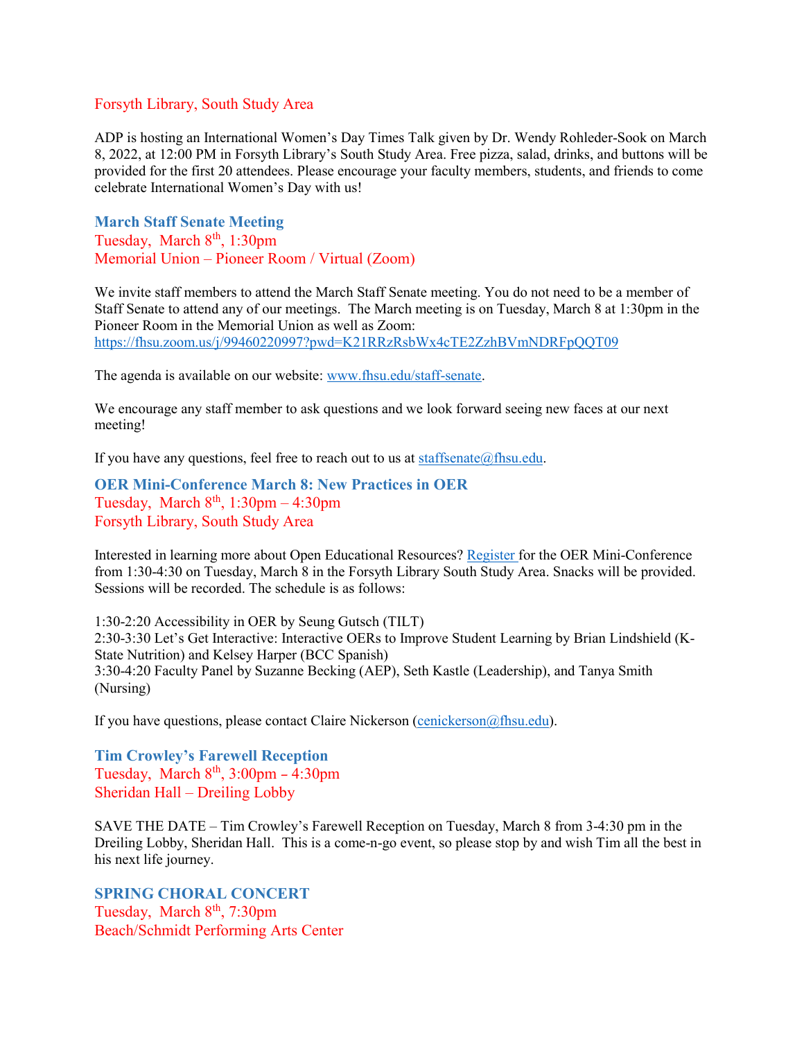Forsyth Library, South Study Area

ADP is hosting an International Women's Day Times Talk given by Dr. Wendy Rohleder-Sook on March 8, 2022, at 12:00 PM in Forsyth Library's South Study Area. Free pizza, salad, drinks, and buttons will be provided for the first 20 attendees. Please encourage your faculty members, students, and friends to come celebrate International Women's Day with us!

### March Staff Senate Meeting

Tuesday, March 8th, 1:30pm
Memorial Union – Pioneer Room / Virtual (Zoom)

We invite staff members to attend the March Staff Senate meeting. You do not need to be a member of Staff Senate to attend any of our meetings. The March meeting is on Tuesday, March 8 at 1:30pm in the Pioneer Room in the Memorial Union as well as Zoom: [https://fhsu.zoom.us/j/99460220997?pwd=K21RRzRsbWx4cTE2ZzhBVmNDRFpQQT09](https://fhsu.zoom.us/j/99460220997?pwd=K21RRzRsbWx4cTE2ZzhBVmNDRFpQQT09)

The agenda is available on our website: [www.fhsu.edu/staff-senate](www.fhsu.edu/staff-senate).

We encourage any staff member to ask questions and we look forward seeing new faces at our next meeting!

If you have any questions, feel free to reach out to us at [staffsenate@fhsu.edu](mailto:staffsenate@fhsu.edu).

### OER Mini-Conference March 8: New Practices in OER

Tuesday, March 8th, 1:30pm – 4:30pm
Forsyth Library, South Study Area

Interested in learning more about Open Educational Resources? Register for the OER Mini-Conference from 1:30-4:30 on Tuesday, March 8 in the Forsyth Library South Study Area. Snacks will be provided. Sessions will be recorded. The schedule is as follows:

1:30-2:20 Accessibility in OER by Seung Gutsch (TILT)
2:30-3:30 Let's Get Interactive: Interactive OERs to Improve Student Learning by Brian Lindshield (K-State Nutrition) and Kelsey Harper (BCC Spanish)
3:30-4:20 Faculty Panel by Suzanne Becking (AEP), Seth Kastle (Leadership), and Tanya Smith (Nursing)

If you have questions, please contact Claire Nickerson ([cenickerson@fhsu.edu](mailto:cenickerson@fhsu.edu)).

### Tim Crowley's Farewell Reception

Tuesday, March 8th, 3:00pm – 4:30pm
Sheridan Hall – Dreiling Lobby

SAVE THE DATE – Tim Crowley's Farewell Reception on Tuesday, March 8 from 3-4:30 pm in the Dreiling Lobby, Sheridan Hall. This is a come-n-go event, so please stop by and wish Tim all the best in his next life journey.

### SPRING CHORAL CONCERT

Tuesday, March 8th, 7:30pm
Beach/Schmidt Performing Arts Center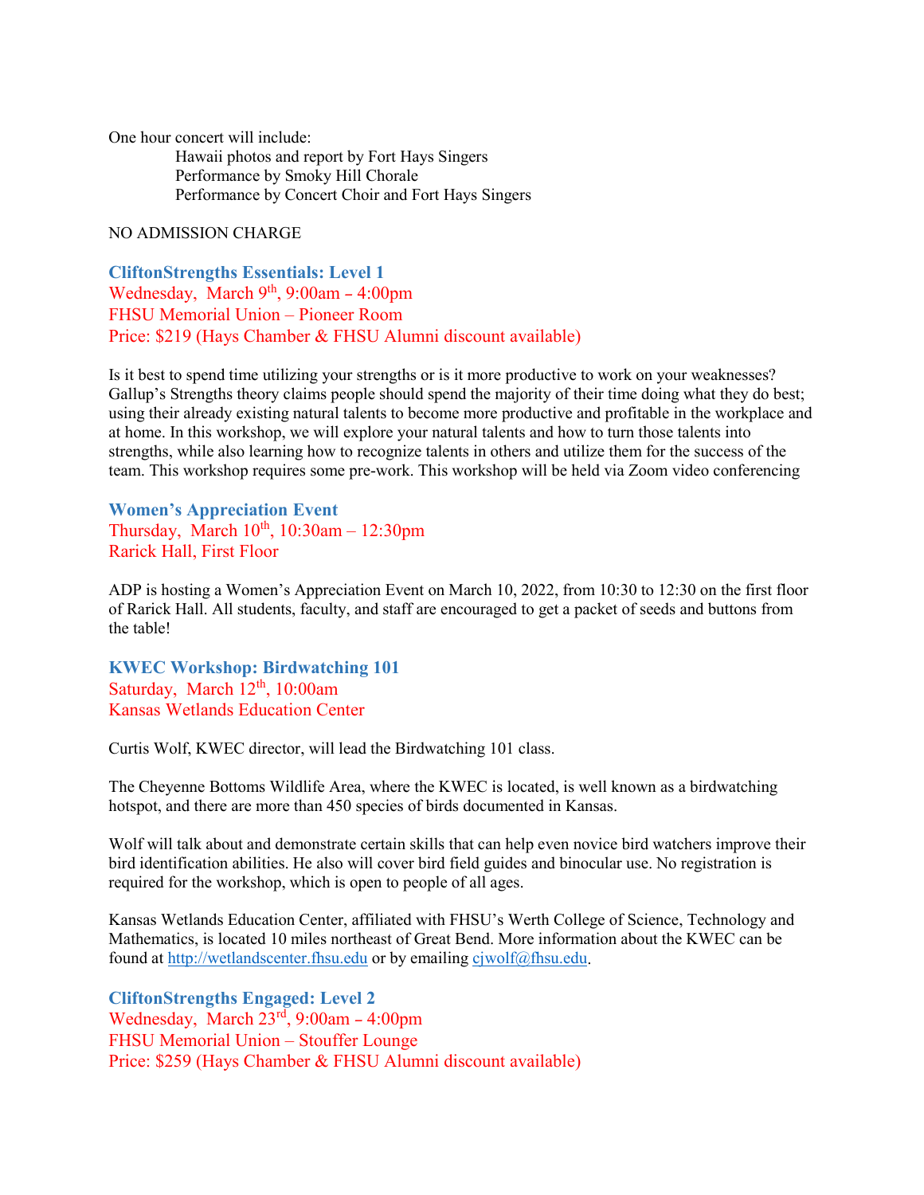One hour concert will include:

Hawaii photos and report by Fort Hays Singers
Performance by Smoky Hill Chorale
Performance by Concert Choir and Fort Hays Singers

NO ADMISSION CHARGE

### CliftonStrengths Essentials: Level 1

Wednesday, March 9th, 9:00am – 4:00pm
FHSU Memorial Union – Pioneer Room
Price: $219 (Hays Chamber & FHSU Alumni discount available)

Is it best to spend time utilizing your strengths or is it more productive to work on your weaknesses? Gallup's Strengths theory claims people should spend the majority of their time doing what they do best; using their already existing natural talents to become more productive and profitable in the workplace and at home. In this workshop, we will explore your natural talents and how to turn those talents into strengths, while also learning how to recognize talents in others and utilize them for the success of the team. This workshop requires some pre-work. This workshop will be held via Zoom video conferencing

### Women's Appreciation Event

Thursday, March 10th, 10:30am – 12:30pm
Rarick Hall, First Floor

ADP is hosting a Women's Appreciation Event on March 10, 2022, from 10:30 to 12:30 on the first floor of Rarick Hall. All students, faculty, and staff are encouraged to get a packet of seeds and buttons from the table!

### KWEC Workshop: Birdwatching 101

Saturday, March 12th, 10:00am
Kansas Wetlands Education Center

Curtis Wolf, KWEC director, will lead the Birdwatching 101 class.

The Cheyenne Bottoms Wildlife Area, where the KWEC is located, is well known as a birdwatching hotspot, and there are more than 450 species of birds documented in Kansas.

Wolf will talk about and demonstrate certain skills that can help even novice bird watchers improve their bird identification abilities. He also will cover bird field guides and binocular use. No registration is required for the workshop, which is open to people of all ages.

Kansas Wetlands Education Center, affiliated with FHSU's Werth College of Science, Technology and Mathematics, is located 10 miles northeast of Great Bend. More information about the KWEC can be found at http://wetlandscenter.fhsu.edu or by emailing cjwolf@fhsu.edu.

### CliftonStrengths Engaged: Level 2

Wednesday, March 23rd, 9:00am – 4:00pm
FHSU Memorial Union – Stouffer Lounge
Price: $259 (Hays Chamber & FHSU Alumni discount available)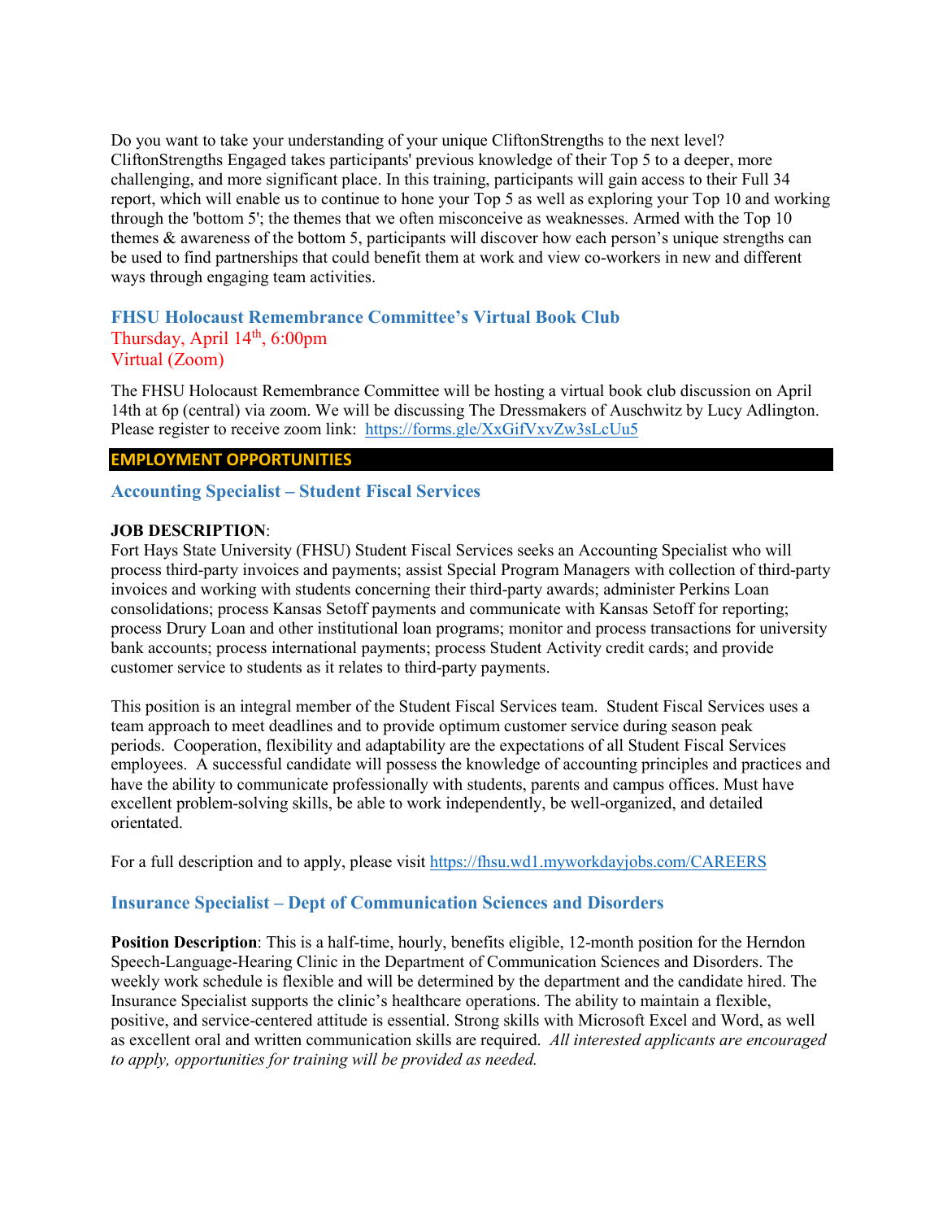Do you want to take your understanding of your unique CliftonStrengths to the next level? CliftonStrengths Engaged takes participants' previous knowledge of their Top 5 to a deeper, more challenging, and more significant place. In this training, participants will gain access to their Full 34 report, which will enable us to continue to hone your Top 5 as well as exploring your Top 10 and working through the 'bottom 5'; the themes that we often misconceive as weaknesses. Armed with the Top 10 themes & awareness of the bottom 5, participants will discover how each person's unique strengths can be used to find partnerships that could benefit them at work and view co-workers in new and different ways through engaging team activities.

### FHSU Holocaust Remembrance Committee's Virtual Book Club

Thursday, April 14th, 6:00pm
Virtual (Zoom)

The FHSU Holocaust Remembrance Committee will be hosting a virtual book club discussion on April 14th at 6p (central) via zoom. We will be discussing The Dressmakers of Auschwitz by Lucy Adlington. Please register to receive zoom link: https://forms.gle/XxGifVxvZw3sLcUu5

## EMPLOYMENT OPPORTUNITIES

### Accounting Specialist – Student Fiscal Services

**JOB DESCRIPTION**:
Fort Hays State University (FHSU) Student Fiscal Services seeks an Accounting Specialist who will process third-party invoices and payments; assist Special Program Managers with collection of third-party invoices and working with students concerning their third-party awards; administer Perkins Loan consolidations; process Kansas Setoff payments and communicate with Kansas Setoff for reporting; process Drury Loan and other institutional loan programs; monitor and process transactions for university bank accounts; process international payments; process Student Activity credit cards; and provide customer service to students as it relates to third-party payments.

This position is an integral member of the Student Fiscal Services team. Student Fiscal Services uses a team approach to meet deadlines and to provide optimum customer service during season peak periods. Cooperation, flexibility and adaptability are the expectations of all Student Fiscal Services employees. A successful candidate will possess the knowledge of accounting principles and practices and have the ability to communicate professionally with students, parents and campus offices. Must have excellent problem-solving skills, be able to work independently, be well-organized, and detailed orientated.

For a full description and to apply, please visit https://fhsu.wd1.myworkdayjobs.com/CAREERS

### Insurance Specialist – Dept of Communication Sciences and Disorders

**Position Description**: This is a half-time, hourly, benefits eligible, 12-month position for the Herndon Speech-Language-Hearing Clinic in the Department of Communication Sciences and Disorders. The weekly work schedule is flexible and will be determined by the department and the candidate hired. The Insurance Specialist supports the clinic's healthcare operations. The ability to maintain a flexible, positive, and service-centered attitude is essential. Strong skills with Microsoft Excel and Word, as well as excellent oral and written communication skills are required. *All interested applicants are encouraged to apply, opportunities for training will be provided as needed.*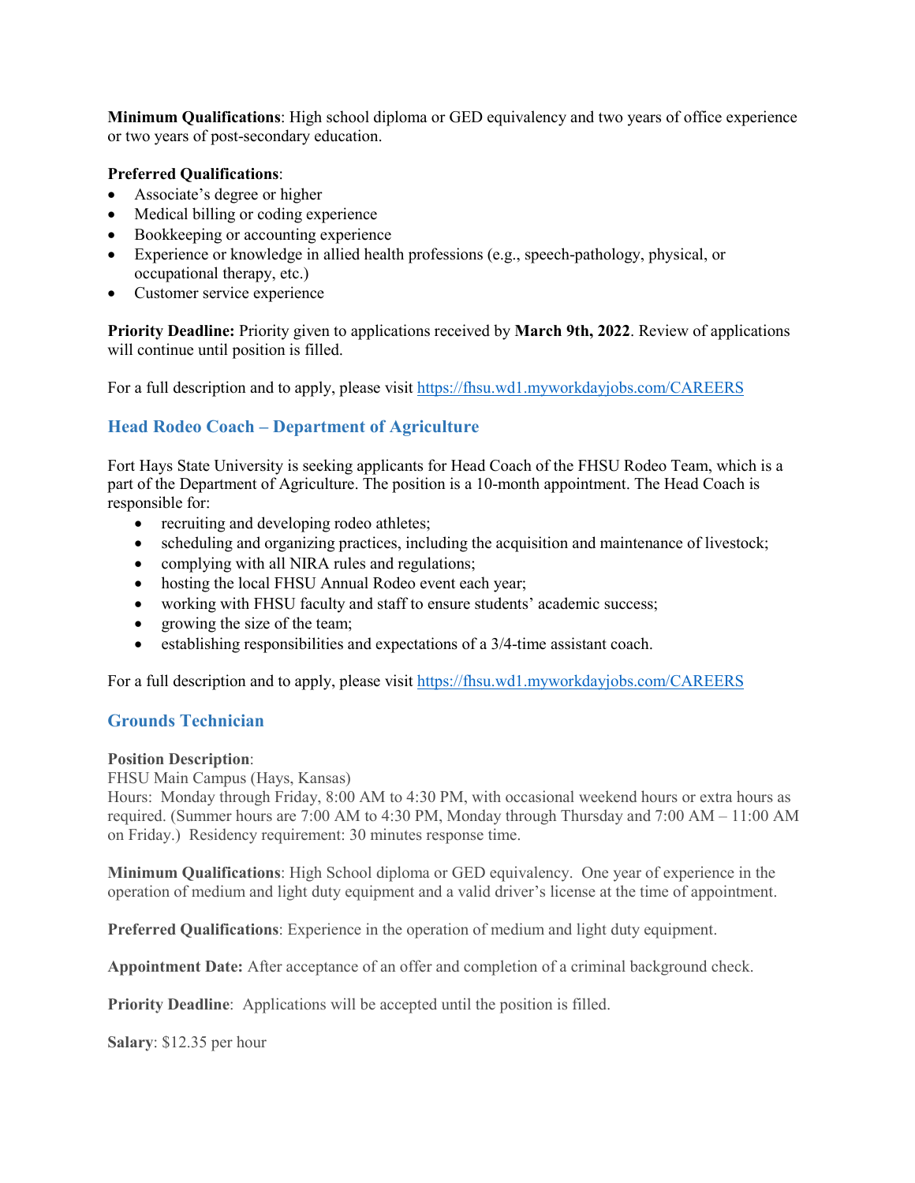**Minimum Qualifications**: High school diploma or GED equivalency and two years of office experience or two years of post-secondary education.

**Preferred Qualifications**:

- Associate's degree or higher
- Medical billing or coding experience
- Bookkeeping or accounting experience
- Experience or knowledge in allied health professions (e.g., speech-pathology, physical, or occupational therapy, etc.)
- Customer service experience

**Priority Deadline:** Priority given to applications received by **March 9th, 2022**. Review of applications will continue until position is filled.

For a full description and to apply, please visit https://fhsu.wd1.myworkdayjobs.com/CAREERS

## Head Rodeo Coach – Department of Agriculture

Fort Hays State University is seeking applicants for Head Coach of the FHSU Rodeo Team, which is a part of the Department of Agriculture. The position is a 10-month appointment. The Head Coach is responsible for:

- recruiting and developing rodeo athletes;
- scheduling and organizing practices, including the acquisition and maintenance of livestock;
- complying with all NIRA rules and regulations;
- hosting the local FHSU Annual Rodeo event each year;
- working with FHSU faculty and staff to ensure students' academic success;
- growing the size of the team;
- establishing responsibilities and expectations of a 3/4-time assistant coach.

For a full description and to apply, please visit https://fhsu.wd1.myworkdayjobs.com/CAREERS

## Grounds Technician

**Position Description**:
FHSU Main Campus (Hays, Kansas)
Hours: Monday through Friday, 8:00 AM to 4:30 PM, with occasional weekend hours or extra hours as required. (Summer hours are 7:00 AM to 4:30 PM, Monday through Thursday and 7:00 AM – 11:00 AM on Friday.) Residency requirement: 30 minutes response time.

**Minimum Qualifications**: High School diploma or GED equivalency. One year of experience in the operation of medium and light duty equipment and a valid driver's license at the time of appointment.

**Preferred Qualifications**: Experience in the operation of medium and light duty equipment.

**Appointment Date:** After acceptance of an offer and completion of a criminal background check.

**Priority Deadline**: Applications will be accepted until the position is filled.

**Salary**: $12.35 per hour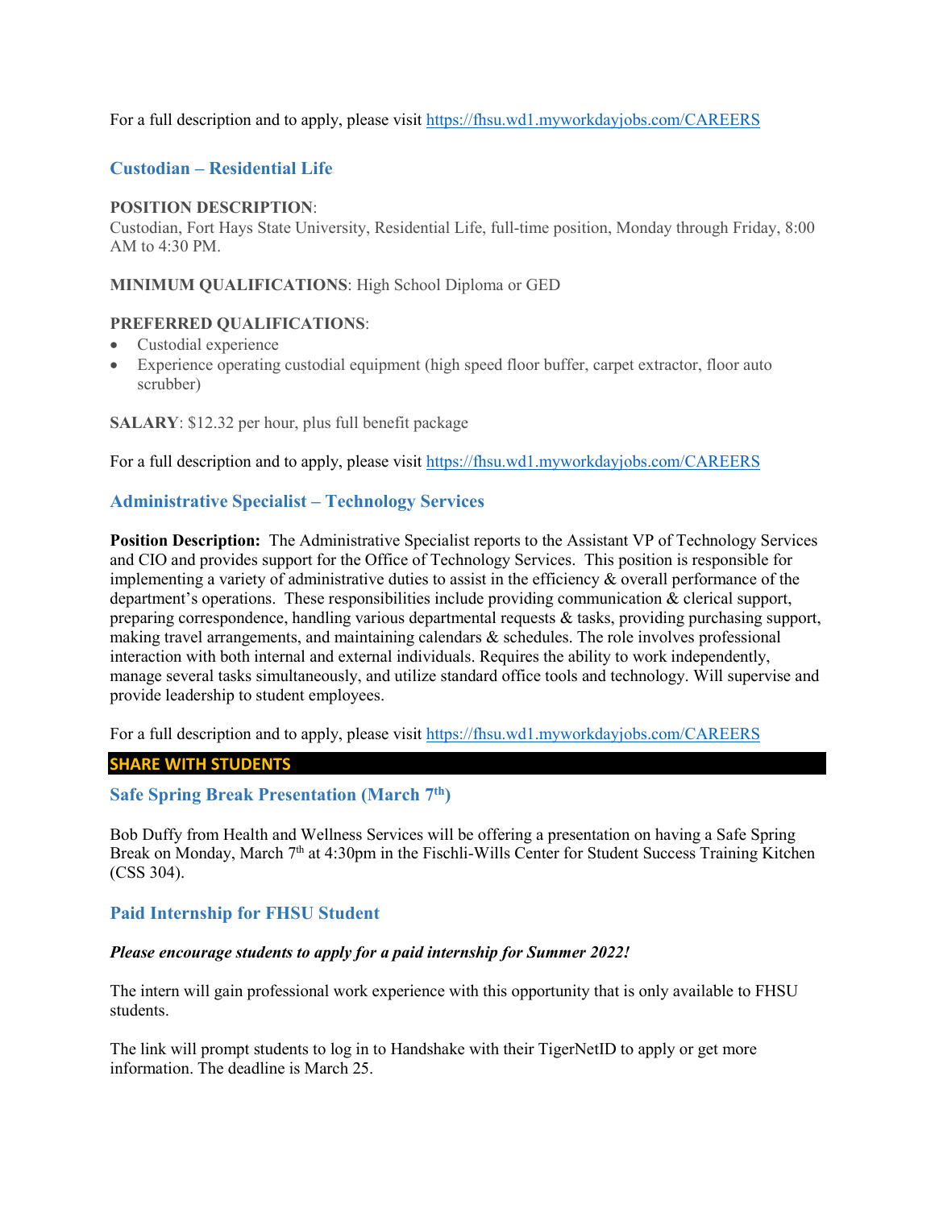For a full description and to apply, please visit https://fhsu.wd1.myworkdayjobs.com/CAREERS

### Custodian – Residential Life

**POSITION DESCRIPTION**:
Custodian, Fort Hays State University, Residential Life, full-time position, Monday through Friday, 8:00 AM to 4:30 PM.

**MINIMUM QUALIFICATIONS**: High School Diploma or GED

**PREFERRED QUALIFICATIONS**:
- Custodial experience
- Experience operating custodial equipment (high speed floor buffer, carpet extractor, floor auto scrubber)

**SALARY**: $12.32 per hour, plus full benefit package

For a full description and to apply, please visit https://fhsu.wd1.myworkdayjobs.com/CAREERS

### Administrative Specialist – Technology Services

**Position Description:** The Administrative Specialist reports to the Assistant VP of Technology Services and CIO and provides support for the Office of Technology Services. This position is responsible for implementing a variety of administrative duties to assist in the efficiency & overall performance of the department's operations. These responsibilities include providing communication & clerical support, preparing correspondence, handling various departmental requests & tasks, providing purchasing support, making travel arrangements, and maintaining calendars & schedules. The role involves professional interaction with both internal and external individuals. Requires the ability to work independently, manage several tasks simultaneously, and utilize standard office tools and technology. Will supervise and provide leadership to student employees.

For a full description and to apply, please visit https://fhsu.wd1.myworkdayjobs.com/CAREERS

## SHARE WITH STUDENTS

### Safe Spring Break Presentation (March 7th)

Bob Duffy from Health and Wellness Services will be offering a presentation on having a Safe Spring Break on Monday, March 7th at 4:30pm in the Fischli-Wills Center for Student Success Training Kitchen (CSS 304).

### Paid Internship for FHSU Student

***Please encourage students to apply for a paid internship for Summer 2022!***

The intern will gain professional work experience with this opportunity that is only available to FHSU students.

The link will prompt students to log in to Handshake with their TigerNetID to apply or get more information. The deadline is March 25.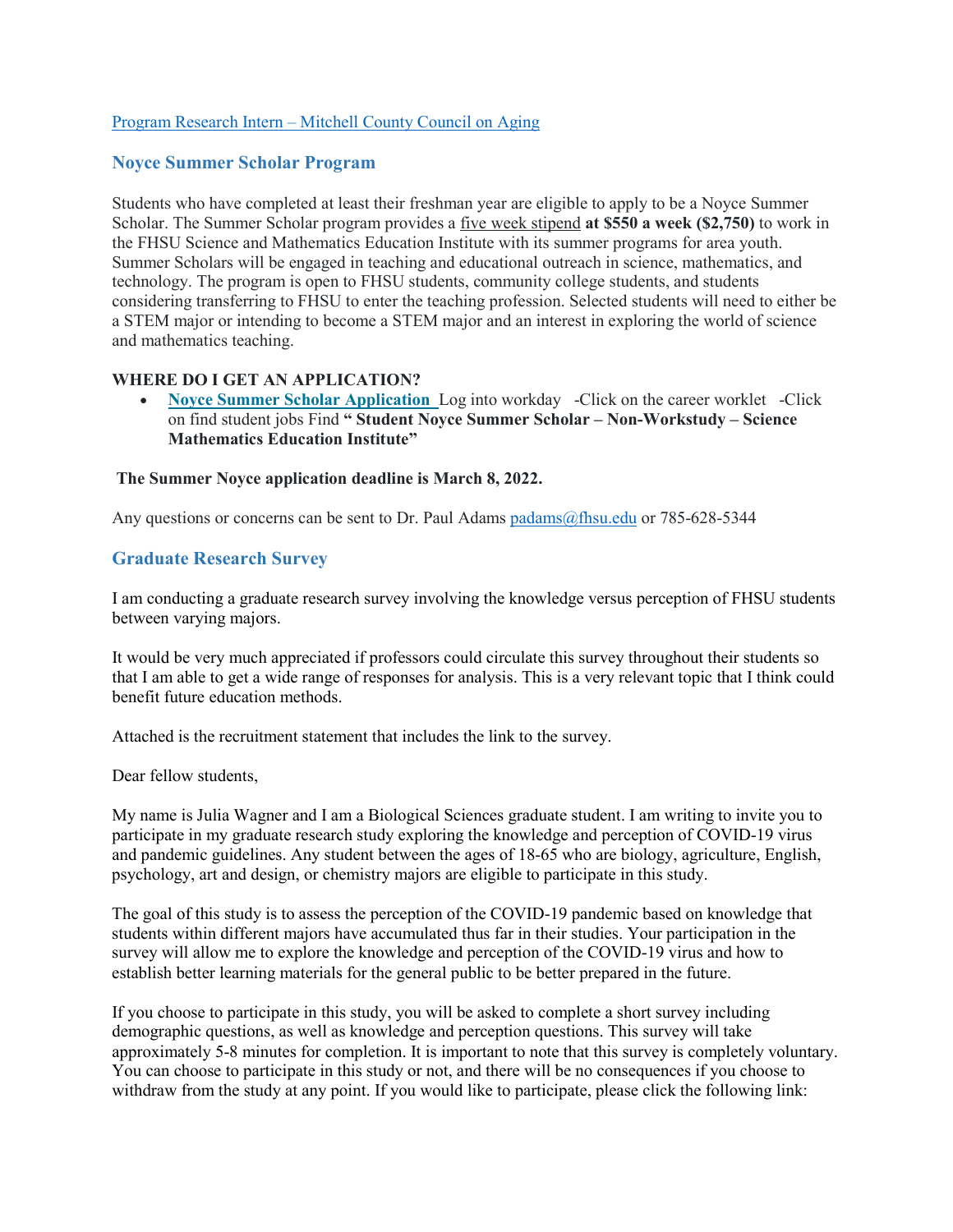[Program Research Intern – Mitchell County Council on Aging]

## Noyce Summer Scholar Program

Students who have completed at least their freshman year are eligible to apply to be a Noyce Summer Scholar. The Summer Scholar program provides a five week stipend **at $550 a week ($2,750)** to work in the FHSU Science and Mathematics Education Institute with its summer programs for area youth. Summer Scholars will be engaged in teaching and educational outreach in science, mathematics, and technology. The program is open to FHSU students, community college students, and students considering transferring to FHSU to enter the teaching profession. Selected students will need to either be a STEM major or intending to become a STEM major and an interest in exploring the world of science and mathematics teaching.

**WHERE DO I GET AN APPLICATION?**

- **Noyce Summer Scholar Application** Log into workday -Click on the career worklet -Click on find student jobs Find **" Student Noyce Summer Scholar – Non-Workstudy – Science Mathematics Education Institute"**

**The Summer Noyce application deadline is March 8, 2022.**

Any questions or concerns can be sent to Dr. Paul Adams padams@fhsu.edu or 785-628-5344

## Graduate Research Survey

I am conducting a graduate research survey involving the knowledge versus perception of FHSU students between varying majors.

It would be very much appreciated if professors could circulate this survey throughout their students so that I am able to get a wide range of responses for analysis. This is a very relevant topic that I think could benefit future education methods.

Attached is the recruitment statement that includes the link to the survey.

Dear fellow students,

My name is Julia Wagner and I am a Biological Sciences graduate student. I am writing to invite you to participate in my graduate research study exploring the knowledge and perception of COVID-19 virus and pandemic guidelines. Any student between the ages of 18-65 who are biology, agriculture, English, psychology, art and design, or chemistry majors are eligible to participate in this study.

The goal of this study is to assess the perception of the COVID-19 pandemic based on knowledge that students within different majors have accumulated thus far in their studies. Your participation in the survey will allow me to explore the knowledge and perception of the COVID-19 virus and how to establish better learning materials for the general public to be better prepared in the future.

If you choose to participate in this study, you will be asked to complete a short survey including demographic questions, as well as knowledge and perception questions. This survey will take approximately 5-8 minutes for completion. It is important to note that this survey is completely voluntary. You can choose to participate in this study or not, and there will be no consequences if you choose to withdraw from the study at any point. If you would like to participate, please click the following link: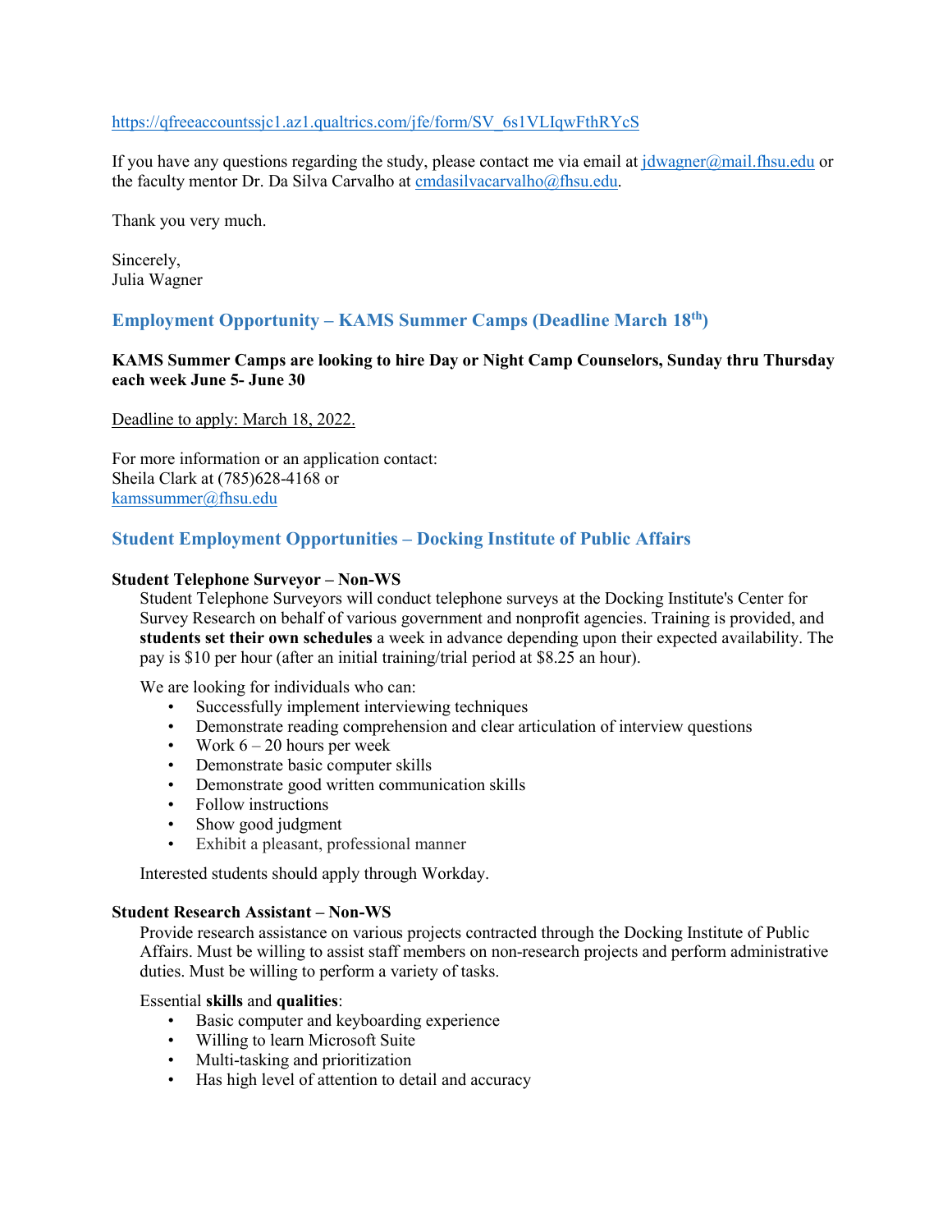https://qfreeaccountssjc1.az1.qualtrics.com/jfe/form/SV_6s1VLIqwFthRYcS

If you have any questions regarding the study, please contact me via email at jdwagner@mail.fhsu.edu or the faculty mentor Dr. Da Silva Carvalho at cmdasilvacarvalho@fhsu.edu.

Thank you very much.

Sincerely,
Julia Wagner

## Employment Opportunity – KAMS Summer Camps (Deadline March 18th)

**KAMS Summer Camps are looking to hire Day or Night Camp Counselors, Sunday thru Thursday each week June 5- June 30**

Deadline to apply: March 18, 2022.

For more information or an application contact:
Sheila Clark at (785)628-4168 or
kamssummer@fhsu.edu

## Student Employment Opportunities – Docking Institute of Public Affairs

**Student Telephone Surveyor – Non-WS**

Student Telephone Surveyors will conduct telephone surveys at the Docking Institute's Center for Survey Research on behalf of various government and nonprofit agencies. Training is provided, and **students set their own schedules** a week in advance depending upon their expected availability. The pay is $10 per hour (after an initial training/trial period at $8.25 an hour).

We are looking for individuals who can:

- Successfully implement interviewing techniques
- Demonstrate reading comprehension and clear articulation of interview questions
- Work 6 – 20 hours per week
- Demonstrate basic computer skills
- Demonstrate good written communication skills
- Follow instructions
- Show good judgment
- Exhibit a pleasant, professional manner

Interested students should apply through Workday.

**Student Research Assistant – Non-WS**

Provide research assistance on various projects contracted through the Docking Institute of Public Affairs. Must be willing to assist staff members on non-research projects and perform administrative duties. Must be willing to perform a variety of tasks.

Essential **skills** and **qualities**:

- Basic computer and keyboarding experience
- Willing to learn Microsoft Suite
- Multi-tasking and prioritization
- Has high level of attention to detail and accuracy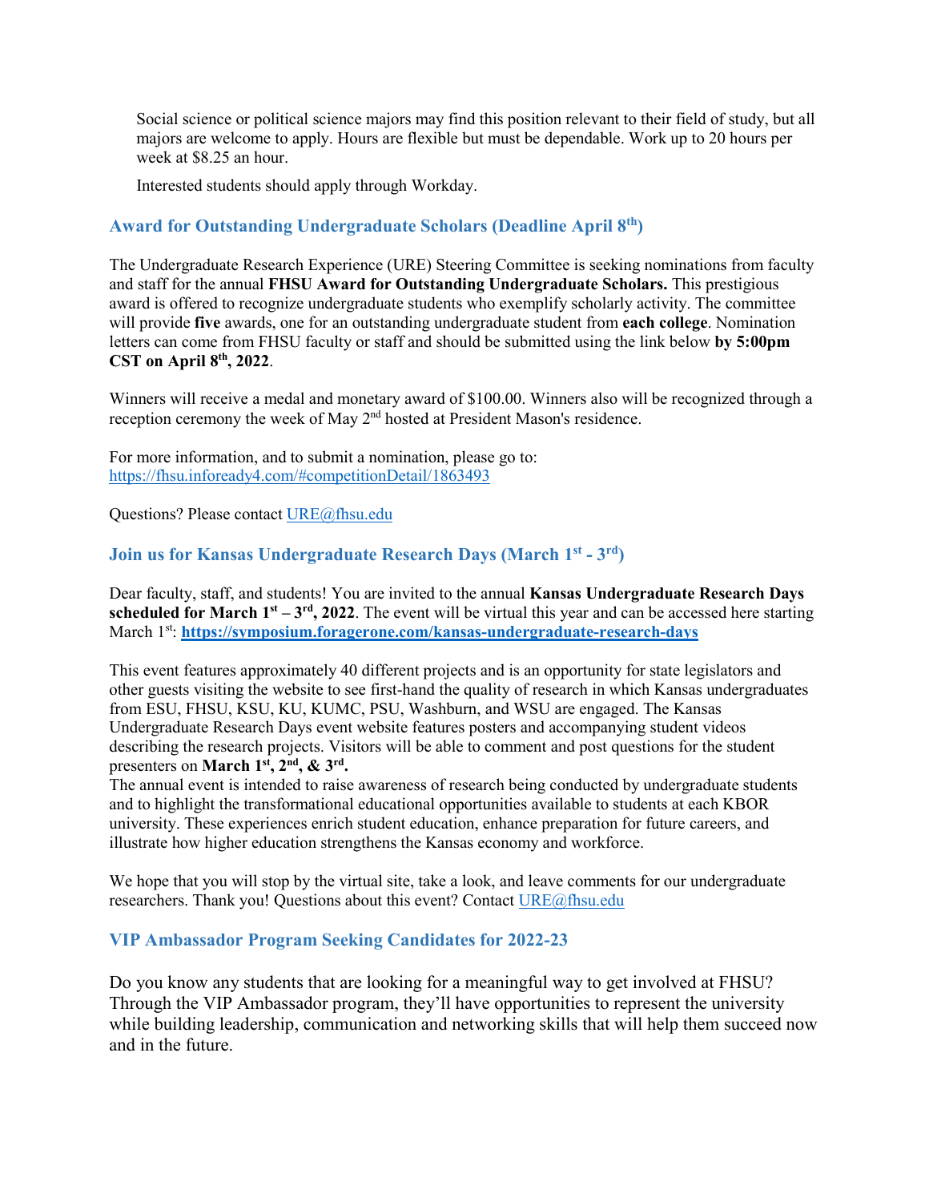Social science or political science majors may find this position relevant to their field of study, but all majors are welcome to apply. Hours are flexible but must be dependable. Work up to 20 hours per week at $8.25 an hour.

Interested students should apply through Workday.

### Award for Outstanding Undergraduate Scholars (Deadline April 8th)

The Undergraduate Research Experience (URE) Steering Committee is seeking nominations from faculty and staff for the annual **FHSU Award for Outstanding Undergraduate Scholars.** This prestigious award is offered to recognize undergraduate students who exemplify scholarly activity. The committee will provide **five** awards, one for an outstanding undergraduate student from **each college**. Nomination letters can come from FHSU faculty or staff and should be submitted using the link below **by 5:00pm CST on April 8th, 2022**.

Winners will receive a medal and monetary award of $100.00. Winners also will be recognized through a reception ceremony the week of May 2nd hosted at President Mason's residence.

For more information, and to submit a nomination, please go to:
https://fhsu.infoready4.com/#competitionDetail/1863493

Questions? Please contact URE@fhsu.edu

### Join us for Kansas Undergraduate Research Days (March 1st - 3rd)

Dear faculty, staff, and students! You are invited to the annual **Kansas Undergraduate Research Days scheduled for March 1st – 3rd, 2022**. The event will be virtual this year and can be accessed here starting March 1st: **https://symposium.foragerone.com/kansas-undergraduate-research-days**

This event features approximately 40 different projects and is an opportunity for state legislators and other guests visiting the website to see first-hand the quality of research in which Kansas undergraduates from ESU, FHSU, KSU, KU, KUMC, PSU, Washburn, and WSU are engaged. The Kansas Undergraduate Research Days event website features posters and accompanying student videos describing the research projects. Visitors will be able to comment and post questions for the student presenters on **March 1st, 2nd, & 3rd.**
The annual event is intended to raise awareness of research being conducted by undergraduate students and to highlight the transformational educational opportunities available to students at each KBOR university. These experiences enrich student education, enhance preparation for future careers, and illustrate how higher education strengthens the Kansas economy and workforce.

We hope that you will stop by the virtual site, take a look, and leave comments for our undergraduate researchers. Thank you! Questions about this event? Contact URE@fhsu.edu

### VIP Ambassador Program Seeking Candidates for 2022-23

Do you know any students that are looking for a meaningful way to get involved at FHSU? Through the VIP Ambassador program, they'll have opportunities to represent the university while building leadership, communication and networking skills that will help them succeed now and in the future.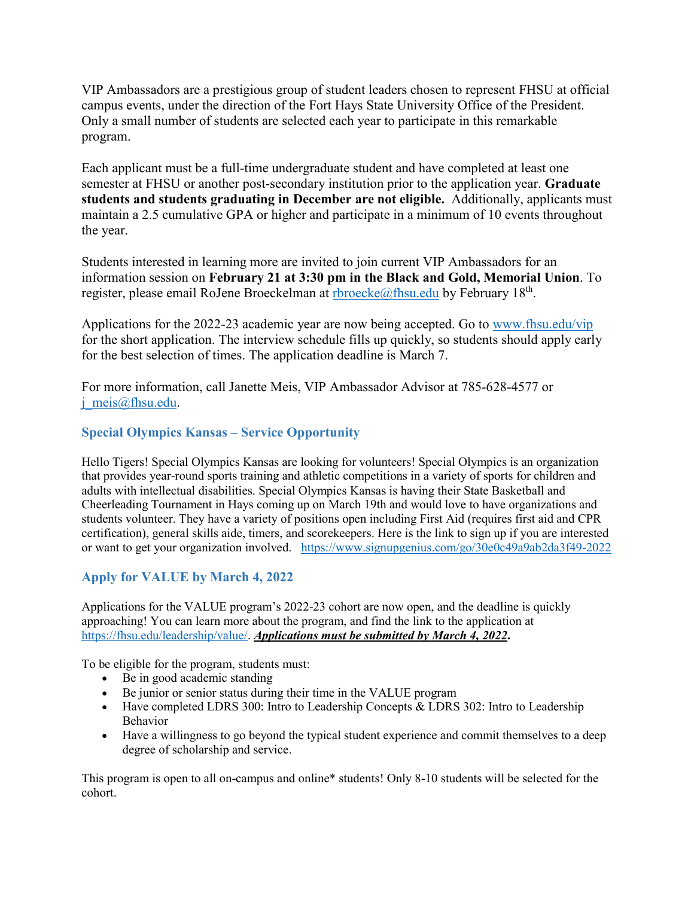VIP Ambassadors are a prestigious group of student leaders chosen to represent FHSU at official campus events, under the direction of the Fort Hays State University Office of the President. Only a small number of students are selected each year to participate in this remarkable program.

Each applicant must be a full-time undergraduate student and have completed at least one semester at FHSU or another post-secondary institution prior to the application year. **Graduate students and students graduating in December are not eligible.** Additionally, applicants must maintain a 2.5 cumulative GPA or higher and participate in a minimum of 10 events throughout the year.

Students interested in learning more are invited to join current VIP Ambassadors for an information session on **February 21 at 3:30 pm in the Black and Gold, Memorial Union**. To register, please email RoJene Broeckelman at rbroecke@fhsu.edu by February 18th.

Applications for the 2022-23 academic year are now being accepted. Go to www.fhsu.edu/vip for the short application. The interview schedule fills up quickly, so students should apply early for the best selection of times. The application deadline is March 7.

For more information, call Janette Meis, VIP Ambassador Advisor at 785-628-4577 or j_meis@fhsu.edu.

### Special Olympics Kansas – Service Opportunity

Hello Tigers! Special Olympics Kansas are looking for volunteers! Special Olympics is an organization that provides year-round sports training and athletic competitions in a variety of sports for children and adults with intellectual disabilities. Special Olympics Kansas is having their State Basketball and Cheerleading Tournament in Hays coming up on March 19th and would love to have organizations and students volunteer. They have a variety of positions open including First Aid (requires first aid and CPR certification), general skills aide, timers, and scorekeepers. Here is the link to sign up if you are interested or want to get your organization involved. https://www.signupgenius.com/go/30e0c49a9ab2da3f49-2022

### Apply for VALUE by March 4, 2022

Applications for the VALUE program's 2022-23 cohort are now open, and the deadline is quickly approaching! You can learn more about the program, and find the link to the application at https://fhsu.edu/leadership/value/. ***Applications must be submitted by March 4, 2022*.**

To be eligible for the program, students must:

- Be in good academic standing
- Be junior or senior status during their time in the VALUE program
- Have completed LDRS 300: Intro to Leadership Concepts & LDRS 302: Intro to Leadership Behavior
- Have a willingness to go beyond the typical student experience and commit themselves to a deep degree of scholarship and service.

This program is open to all on-campus and online* students! Only 8-10 students will be selected for the cohort.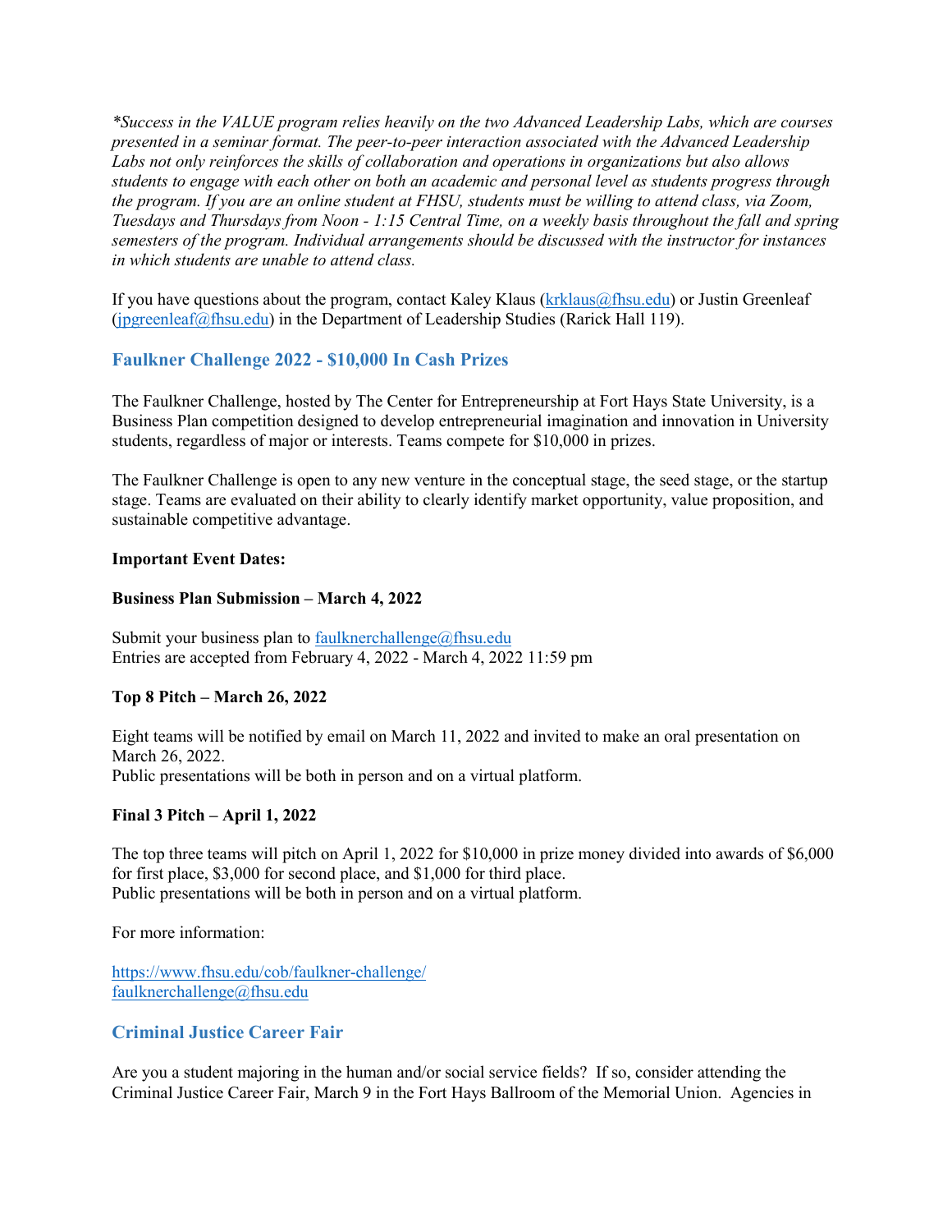*\*Success in the VALUE program relies heavily on the two Advanced Leadership Labs, which are courses presented in a seminar format. The peer-to-peer interaction associated with the Advanced Leadership Labs not only reinforces the skills of collaboration and operations in organizations but also allows students to engage with each other on both an academic and personal level as students progress through the program. If you are an online student at FHSU, students must be willing to attend class, via Zoom, Tuesdays and Thursdays from Noon - 1:15 Central Time, on a weekly basis throughout the fall and spring semesters of the program. Individual arrangements should be discussed with the instructor for instances in which students are unable to attend class.*

If you have questions about the program, contact Kaley Klaus (krklaus@fhsu.edu) or Justin Greenleaf (jpgreenleaf@fhsu.edu) in the Department of Leadership Studies (Rarick Hall 119).

## Faulkner Challenge 2022 - $10,000 In Cash Prizes

The Faulkner Challenge, hosted by The Center for Entrepreneurship at Fort Hays State University, is a Business Plan competition designed to develop entrepreneurial imagination and innovation in University students, regardless of major or interests. Teams compete for $10,000 in prizes.

The Faulkner Challenge is open to any new venture in the conceptual stage, the seed stage, or the startup stage. Teams are evaluated on their ability to clearly identify market opportunity, value proposition, and sustainable competitive advantage.

**Important Event Dates:**

**Business Plan Submission – March 4, 2022**

Submit your business plan to faulknerchallenge@fhsu.edu
Entries are accepted from February 4, 2022 - March 4, 2022 11:59 pm

**Top 8 Pitch – March 26, 2022**

Eight teams will be notified by email on March 11, 2022 and invited to make an oral presentation on March 26, 2022.
Public presentations will be both in person and on a virtual platform.

**Final 3 Pitch – April 1, 2022**

The top three teams will pitch on April 1, 2022 for $10,000 in prize money divided into awards of $6,000 for first place, $3,000 for second place, and $1,000 for third place.
Public presentations will be both in person and on a virtual platform.

For more information:

https://www.fhsu.edu/cob/faulkner-challenge/
faulknerchallenge@fhsu.edu

## Criminal Justice Career Fair

Are you a student majoring in the human and/or social service fields? If so, consider attending the Criminal Justice Career Fair, March 9 in the Fort Hays Ballroom of the Memorial Union. Agencies in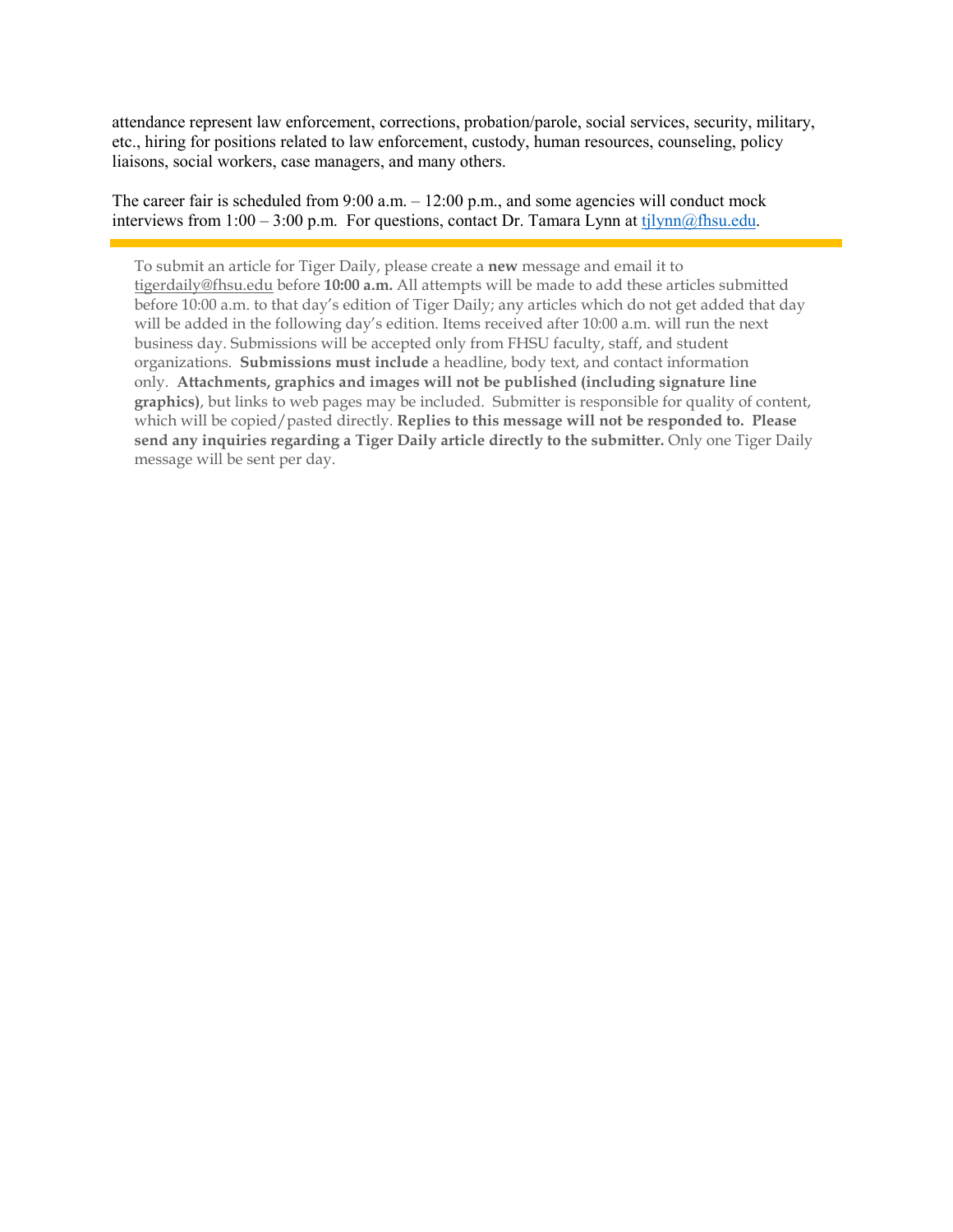attendance represent law enforcement, corrections, probation/parole, social services, security, military, etc., hiring for positions related to law enforcement, custody, human resources, counseling, policy liaisons, social workers, case managers, and many others.

The career fair is scheduled from 9:00 a.m. – 12:00 p.m., and some agencies will conduct mock interviews from 1:00 – 3:00 p.m. For questions, contact Dr. Tamara Lynn at tjlynn@fhsu.edu.

---

To submit an article for Tiger Daily, please create a **new** message and email it to tigerdaily@fhsu.edu before **10:00 a.m.** All attempts will be made to add these articles submitted before 10:00 a.m. to that day's edition of Tiger Daily; any articles which do not get added that day will be added in the following day's edition. Items received after 10:00 a.m. will run the next business day. Submissions will be accepted only from FHSU faculty, staff, and student organizations. **Submissions must include** a headline, body text, and contact information only. **Attachments, graphics and images will not be published (including signature line graphics)**, but links to web pages may be included. Submitter is responsible for quality of content, which will be copied/pasted directly. **Replies to this message will not be responded to. Please send any inquiries regarding a Tiger Daily article directly to the submitter.** Only one Tiger Daily message will be sent per day.